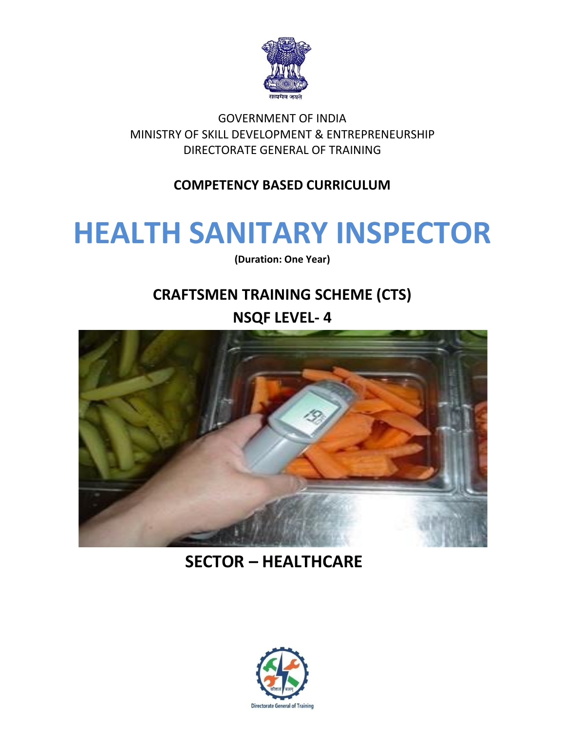GOVERNMENT OF INDIA
MINISTRY OF SKILL DEVELOPMENT & ENTREPRENEURSHIP
DIRECTORATE GENERAL OF TRAINING

**COMPETENCY BASED CURRICULUM**

# HEALTH SANITARY INSPECTOR

**(Duration: One Year)**

## CRAFTSMEN TRAINING SCHEME (CTS)

## NSQF LEVEL- 4

## SECTOR – HEALTHCARE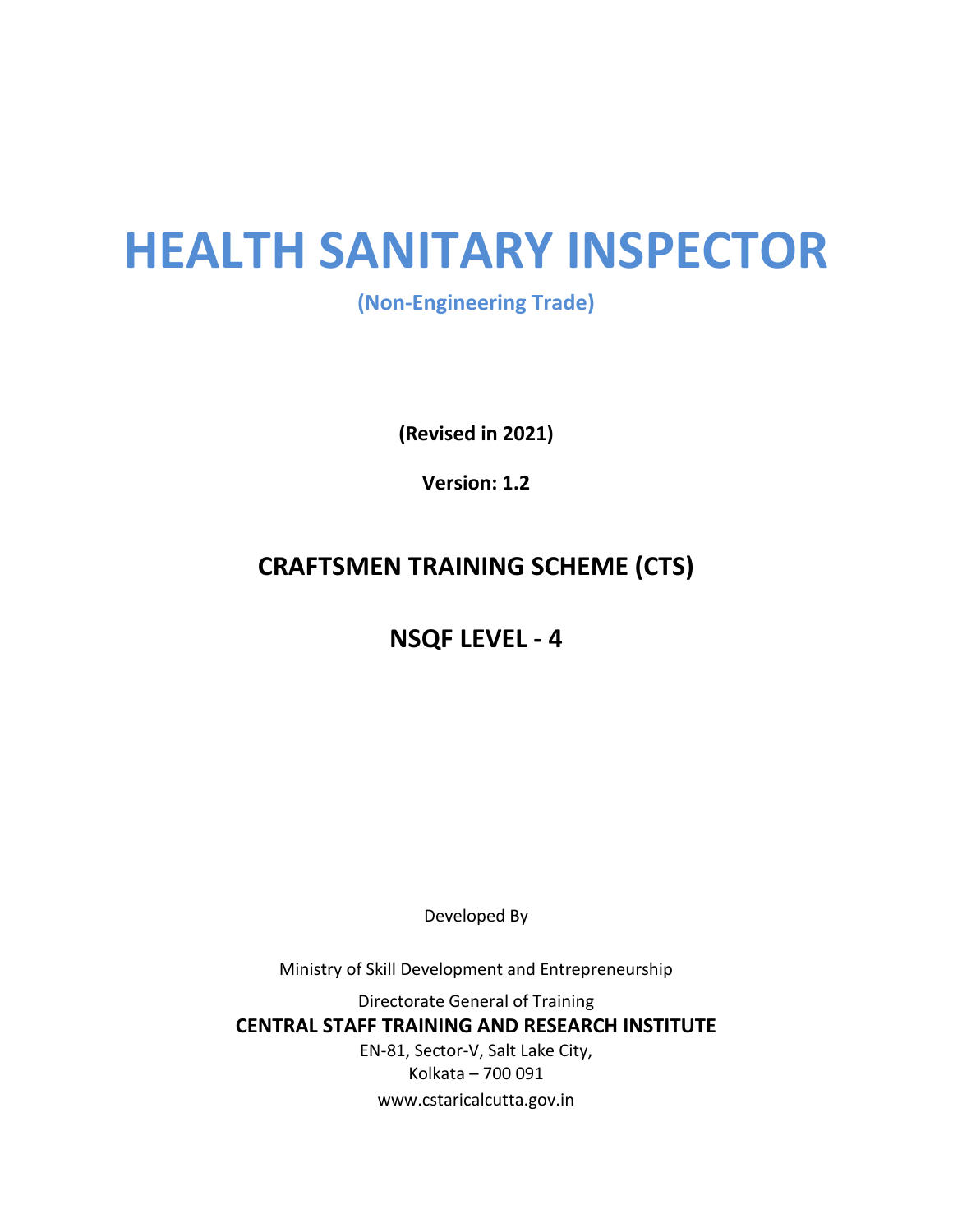# HEALTH SANITARY INSPECTOR

**(Non-Engineering Trade)**

**(Revised in 2021)**

**Version: 1.2**

## CRAFTSMEN TRAINING SCHEME (CTS)

## NSQF LEVEL - 4

Developed By

Ministry of Skill Development and Entrepreneurship

Directorate General of Training

**CENTRAL STAFF TRAINING AND RESEARCH INSTITUTE**

EN-81, Sector-V, Salt Lake City,
Kolkata – 700 091
www.cstaricalcutta.gov.in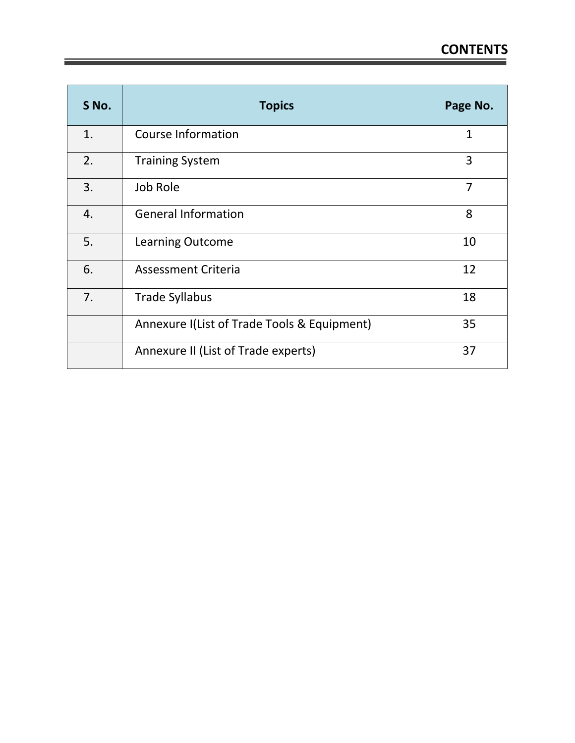# CONTENTS

| S No. | Topics | Page No. |
|---|---|---|
| 1. | Course Information | 1 |
| 2. | Training System | 3 |
| 3. | Job Role | 7 |
| 4. | General Information | 8 |
| 5. | Learning Outcome | 10 |
| 6. | Assessment Criteria | 12 |
| 7. | Trade Syllabus | 18 |
| | Annexure I(List of Trade Tools & Equipment) | 35 |
| | Annexure II (List of Trade experts) | 37 |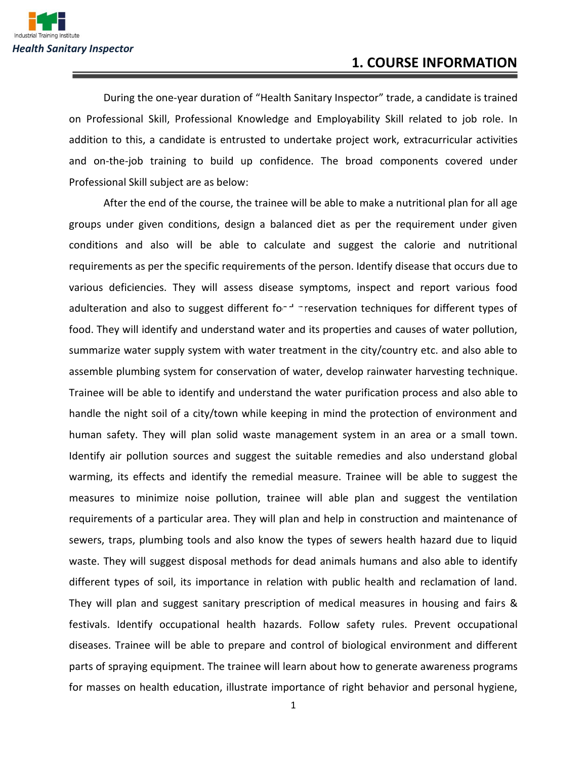# 1. COURSE INFORMATION

During the one-year duration of "Health Sanitary Inspector" trade, a candidate is trained on Professional Skill, Professional Knowledge and Employability Skill related to job role. In addition to this, a candidate is entrusted to undertake project work, extracurricular activities and on-the-job training to build up confidence. The broad components covered under Professional Skill subject are as below:

After the end of the course, the trainee will be able to make a nutritional plan for all age groups under given conditions, design a balanced diet as per the requirement under given conditions and also will be able to calculate and suggest the calorie and nutritional requirements as per the specific requirements of the person. Identify disease that occurs due to various deficiencies. They will assess disease symptoms, inspect and report various food adulteration and also to suggest different food preservation techniques for different types of food. They will identify and understand water and its properties and causes of water pollution, summarize water supply system with water treatment in the city/country etc. and also able to assemble plumbing system for conservation of water, develop rainwater harvesting technique. Trainee will be able to identify and understand the water purification process and also able to handle the night soil of a city/town while keeping in mind the protection of environment and human safety. They will plan solid waste management system in an area or a small town. Identify air pollution sources and suggest the suitable remedies and also understand global warming, its effects and identify the remedial measure. Trainee will be able to suggest the measures to minimize noise pollution, trainee will able plan and suggest the ventilation requirements of a particular area. They will plan and help in construction and maintenance of sewers, traps, plumbing tools and also know the types of sewers health hazard due to liquid waste. They will suggest disposal methods for dead animals humans and also able to identify different types of soil, its importance in relation with public health and reclamation of land. They will plan and suggest sanitary prescription of medical measures in housing and fairs & festivals. Identify occupational health hazards. Follow safety rules. Prevent occupational diseases. Trainee will be able to prepare and control of biological environment and different parts of spraying equipment. The trainee will learn about how to generate awareness programs for masses on health education, illustrate importance of right behavior and personal hygiene,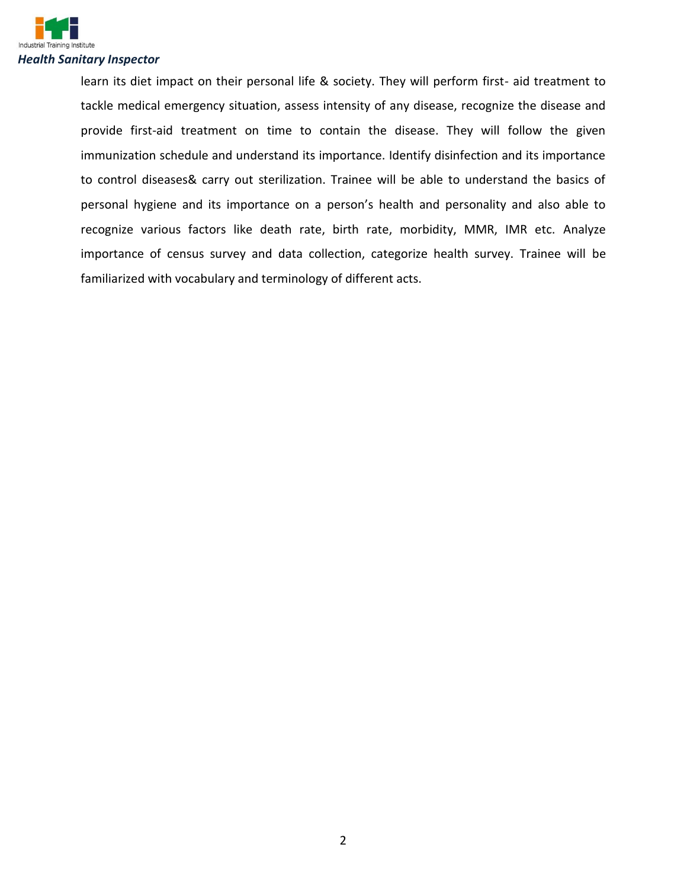learn its diet impact on their personal life & society. They will perform first- aid treatment to tackle medical emergency situation, assess intensity of any disease, recognize the disease and provide first-aid treatment on time to contain the disease. They will follow the given immunization schedule and understand its importance. Identify disinfection and its importance to control diseases& carry out sterilization. Trainee will be able to understand the basics of personal hygiene and its importance on a person's health and personality and also able to recognize various factors like death rate, birth rate, morbidity, MMR, IMR etc. Analyze importance of census survey and data collection, categorize health survey. Trainee will be familiarized with vocabulary and terminology of different acts.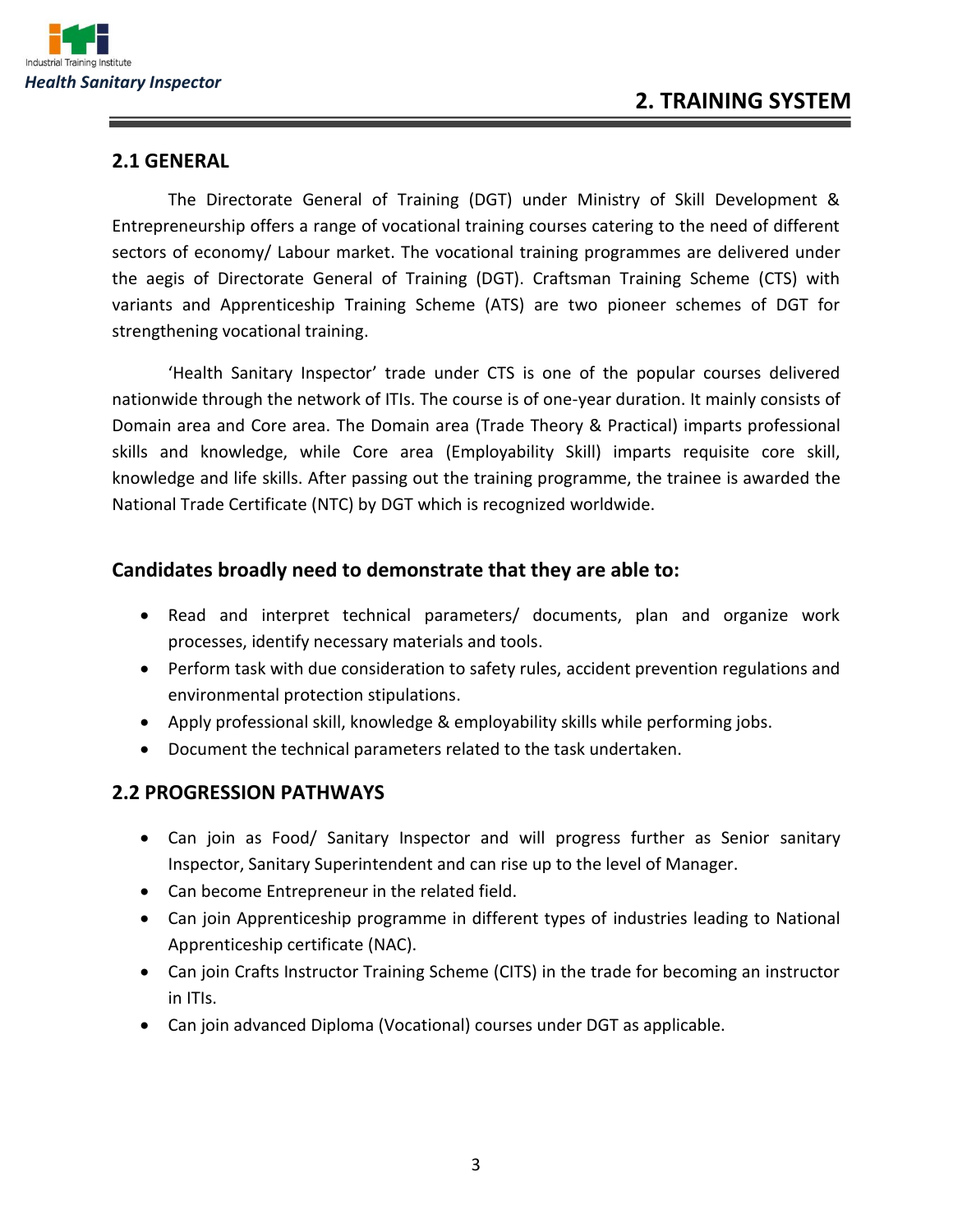# 2. TRAINING SYSTEM

## 2.1 GENERAL

The Directorate General of Training (DGT) under Ministry of Skill Development & Entrepreneurship offers a range of vocational training courses catering to the need of different sectors of economy/ Labour market. The vocational training programmes are delivered under the aegis of Directorate General of Training (DGT). Craftsman Training Scheme (CTS) with variants and Apprenticeship Training Scheme (ATS) are two pioneer schemes of DGT for strengthening vocational training.

'Health Sanitary Inspector' trade under CTS is one of the popular courses delivered nationwide through the network of ITIs. The course is of one-year duration. It mainly consists of Domain area and Core area. The Domain area (Trade Theory & Practical) imparts professional skills and knowledge, while Core area (Employability Skill) imparts requisite core skill, knowledge and life skills. After passing out the training programme, the trainee is awarded the National Trade Certificate (NTC) by DGT which is recognized worldwide.

### Candidates broadly need to demonstrate that they are able to:

- Read and interpret technical parameters/ documents, plan and organize work processes, identify necessary materials and tools.
- Perform task with due consideration to safety rules, accident prevention regulations and environmental protection stipulations.
- Apply professional skill, knowledge & employability skills while performing jobs.
- Document the technical parameters related to the task undertaken.

## 2.2 PROGRESSION PATHWAYS

- Can join as Food/ Sanitary Inspector and will progress further as Senior sanitary Inspector, Sanitary Superintendent and can rise up to the level of Manager.
- Can become Entrepreneur in the related field.
- Can join Apprenticeship programme in different types of industries leading to National Apprenticeship certificate (NAC).
- Can join Crafts Instructor Training Scheme (CITS) in the trade for becoming an instructor in ITIs.
- Can join advanced Diploma (Vocational) courses under DGT as applicable.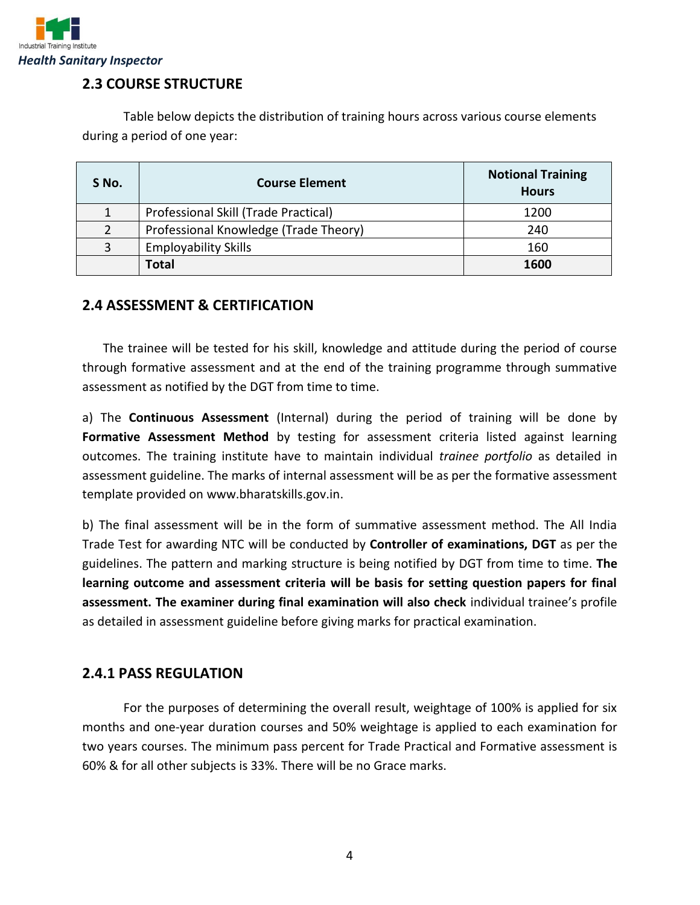## 2.3 COURSE STRUCTURE

Table below depicts the distribution of training hours across various course elements during a period of one year:

| S No. | Course Element | Notional Training Hours |
|---|---|---|
| 1 | Professional Skill (Trade Practical) | 1200 |
| 2 | Professional Knowledge (Trade Theory) | 240 |
| 3 | Employability Skills | 160 |
| | **Total** | **1600** |

## 2.4 ASSESSMENT & CERTIFICATION

The trainee will be tested for his skill, knowledge and attitude during the period of course through formative assessment and at the end of the training programme through summative assessment as notified by the DGT from time to time.

a) The **Continuous Assessment** (Internal) during the period of training will be done by **Formative Assessment Method** by testing for assessment criteria listed against learning outcomes. The training institute have to maintain individual *trainee portfolio* as detailed in assessment guideline. The marks of internal assessment will be as per the formative assessment template provided on www.bharatskills.gov.in.

b) The final assessment will be in the form of summative assessment method. The All India Trade Test for awarding NTC will be conducted by **Controller of examinations, DGT** as per the guidelines. The pattern and marking structure is being notified by DGT from time to time. **The learning outcome and assessment criteria will be basis for setting question papers for final assessment. The examiner during final examination will also check** individual trainee's profile as detailed in assessment guideline before giving marks for practical examination.

### 2.4.1 PASS REGULATION

For the purposes of determining the overall result, weightage of 100% is applied for six months and one-year duration courses and 50% weightage is applied to each examination for two years courses. The minimum pass percent for Trade Practical and Formative assessment is 60% & for all other subjects is 33%. There will be no Grace marks.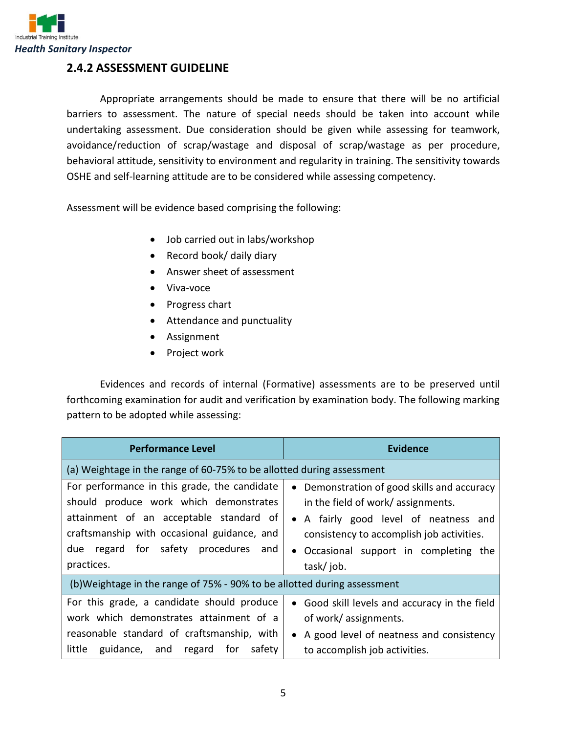## 2.4.2 ASSESSMENT GUIDELINE

Appropriate arrangements should be made to ensure that there will be no artificial barriers to assessment. The nature of special needs should be taken into account while undertaking assessment. Due consideration should be given while assessing for teamwork, avoidance/reduction of scrap/wastage and disposal of scrap/wastage as per procedure, behavioral attitude, sensitivity to environment and regularity in training. The sensitivity towards OSHE and self-learning attitude are to be considered while assessing competency.

Assessment will be evidence based comprising the following:

- Job carried out in labs/workshop
- Record book/ daily diary
- Answer sheet of assessment
- Viva-voce
- Progress chart
- Attendance and punctuality
- Assignment
- Project work

Evidences and records of internal (Formative) assessments are to be preserved until forthcoming examination for audit and verification by examination body. The following marking pattern to be adopted while assessing:

| Performance Level | Evidence |
|---|---|
| (a) Weightage in the range of 60-75% to be allotted during assessment | |
| For performance in this grade, the candidate should produce work which demonstrates attainment of an acceptable standard of craftsmanship with occasional guidance, and due regard for safety procedures and practices. | • Demonstration of good skills and accuracy in the field of work/ assignments.<br>• A fairly good level of neatness and consistency to accomplish job activities.<br>• Occasional support in completing the task/ job. |
| (b)Weightage in the range of 75% - 90% to be allotted during assessment | |
| For this grade, a candidate should produce work which demonstrates attainment of a reasonable standard of craftsmanship, with little guidance, and regard for safety | • Good skill levels and accuracy in the field of work/ assignments.<br>• A good level of neatness and consistency to accomplish job activities. |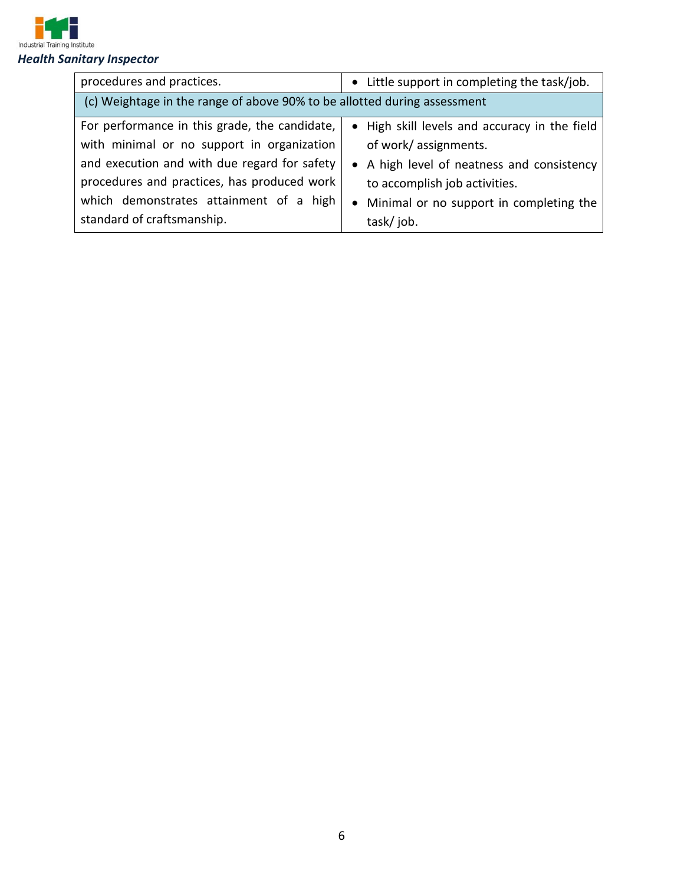| | |
|---|---|
| procedures and practices. | • Little support in completing the task/job. |
| (c) Weightage in the range of above 90% to be allotted during assessment | |
| For performance in this grade, the candidate, with minimal or no support in organization and execution and with due regard for safety procedures and practices, has produced work which demonstrates attainment of a high standard of craftsmanship. | • High skill levels and accuracy in the field of work/ assignments.<br>• A high level of neatness and consistency to accomplish job activities.<br>• Minimal or no support in completing the task/ job. |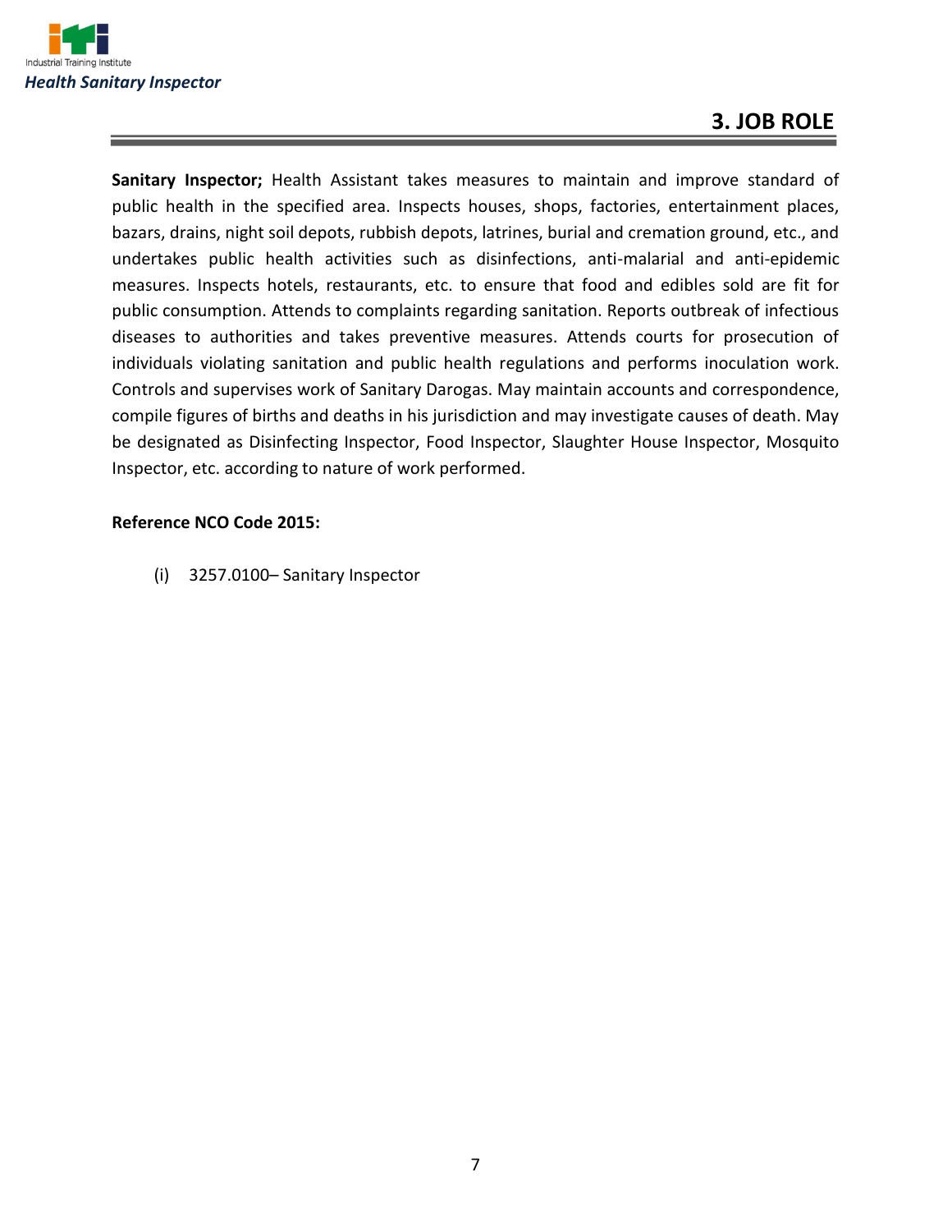# 3. JOB ROLE

**Sanitary Inspector;** Health Assistant takes measures to maintain and improve standard of public health in the specified area. Inspects houses, shops, factories, entertainment places, bazars, drains, night soil depots, rubbish depots, latrines, burial and cremation ground, etc., and undertakes public health activities such as disinfections, anti-malarial and anti-epidemic measures. Inspects hotels, restaurants, etc. to ensure that food and edibles sold are fit for public consumption. Attends to complaints regarding sanitation. Reports outbreak of infectious diseases to authorities and takes preventive measures. Attends courts for prosecution of individuals violating sanitation and public health regulations and performs inoculation work. Controls and supervises work of Sanitary Darogas. May maintain accounts and correspondence, compile figures of births and deaths in his jurisdiction and may investigate causes of death. May be designated as Disinfecting Inspector, Food Inspector, Slaughter House Inspector, Mosquito Inspector, etc. according to nature of work performed.

**Reference NCO Code 2015:**

(i) 3257.0100– Sanitary Inspector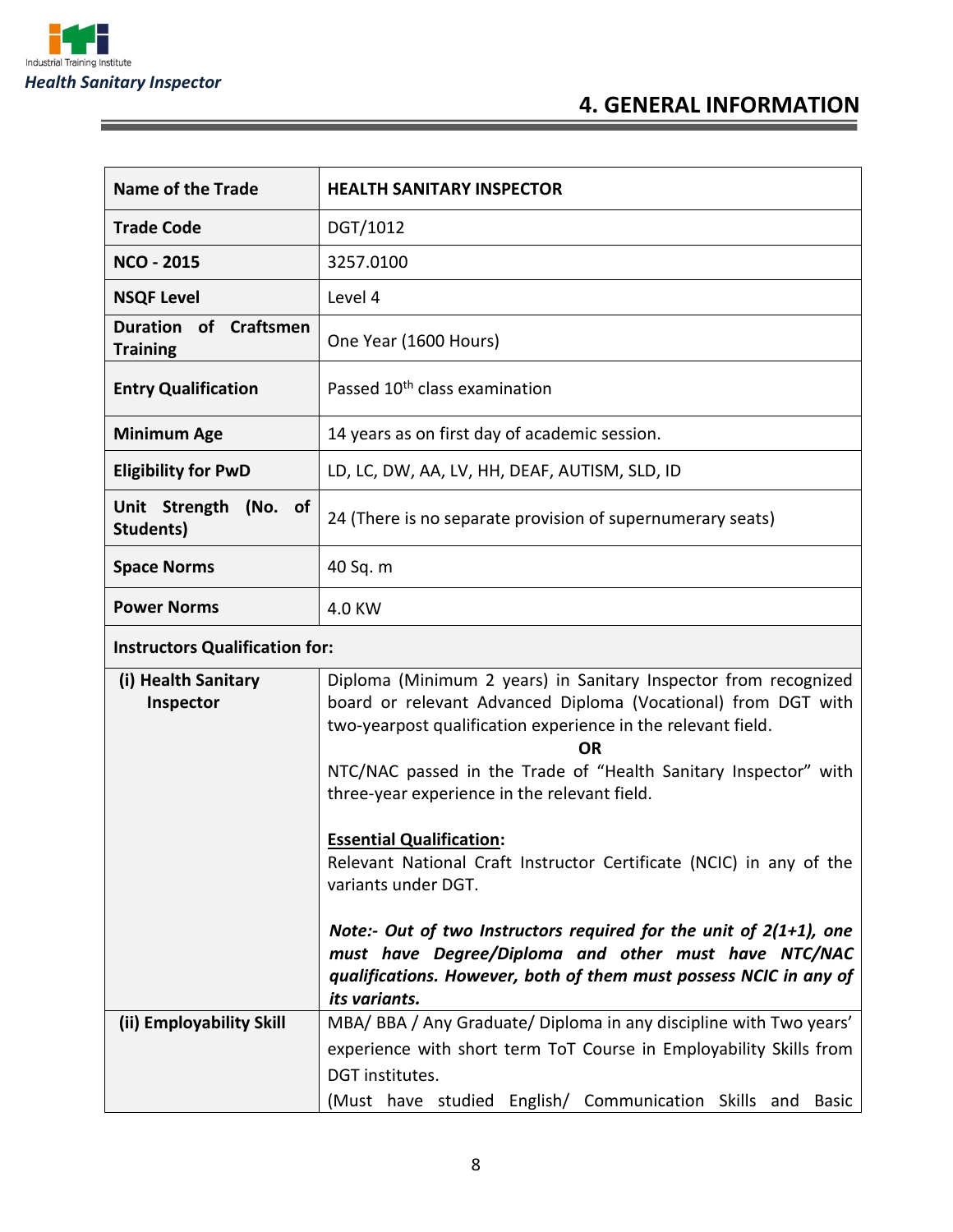## 4. GENERAL INFORMATION

| Name of the Trade | HEALTH SANITARY INSPECTOR |
|---|---|
| Trade Code | DGT/1012 |
| NCO - 2015 | 3257.0100 |
| NSQF Level | Level 4 |
| Duration of Craftsmen Training | One Year (1600 Hours) |
| Entry Qualification | Passed 10th class examination |
| Minimum Age | 14 years as on first day of academic session. |
| Eligibility for PwD | LD, LC, DW, AA, LV, HH, DEAF, AUTISM, SLD, ID |
| Unit Strength (No. of Students) | 24 (There is no separate provision of supernumerary seats) |
| Space Norms | 40 Sq. m |
| Power Norms | 4.0 KW |
| **Instructors Qualification for:** | |
| (i) Health Sanitary Inspector | Diploma (Minimum 2 years) in Sanitary Inspector from recognized board or relevant Advanced Diploma (Vocational) from DGT with two-yearpost qualification experience in the relevant field. <br> **OR** <br> NTC/NAC passed in the Trade of "Health Sanitary Inspector" with three-year experience in the relevant field. <br><br> **Essential Qualification:** <br> Relevant National Craft Instructor Certificate (NCIC) in any of the variants under DGT. <br><br> ***Note:- Out of two Instructors required for the unit of 2(1+1), one must have Degree/Diploma and other must have NTC/NAC qualifications. However, both of them must possess NCIC in any of its variants.*** |
| (ii) Employability Skill | MBA/ BBA / Any Graduate/ Diploma in any discipline with Two years' experience with short term ToT Course in Employability Skills from DGT institutes. <br> (Must have studied English/ Communication Skills and Basic |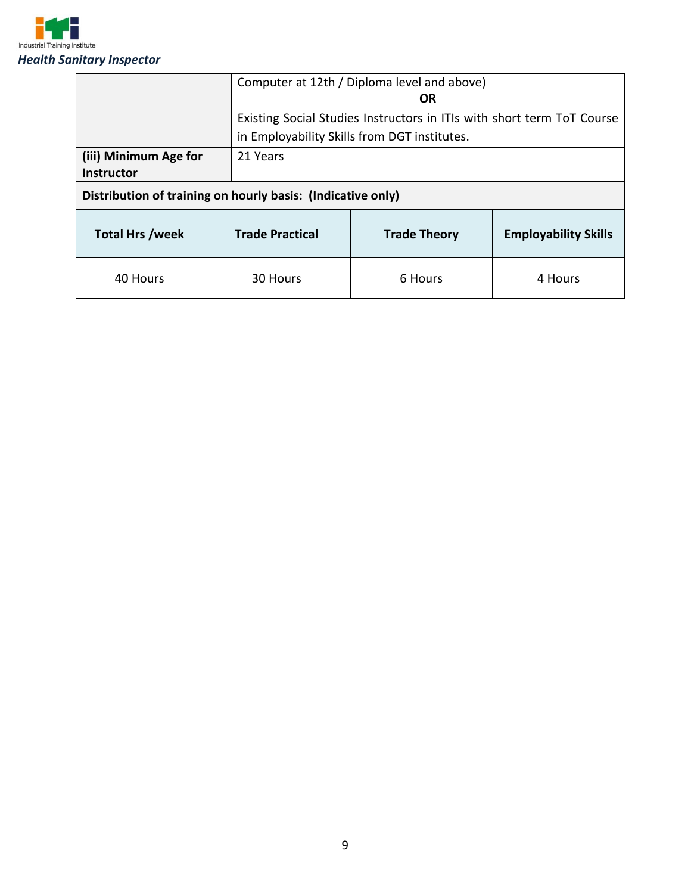|  |  |
|---|---|
|  | Computer at 12th / Diploma level and above)<br>**OR**<br>Existing Social Studies Instructors in ITIs with short term ToT Course in Employability Skills from DGT institutes. |
| **(iii) Minimum Age for Instructor** | 21 Years |

**Distribution of training on hourly basis: (Indicative only)**

| Total Hrs /week | Trade Practical | Trade Theory | Employability Skills |
|---|---|---|---|
| 40 Hours | 30 Hours | 6 Hours | 4 Hours |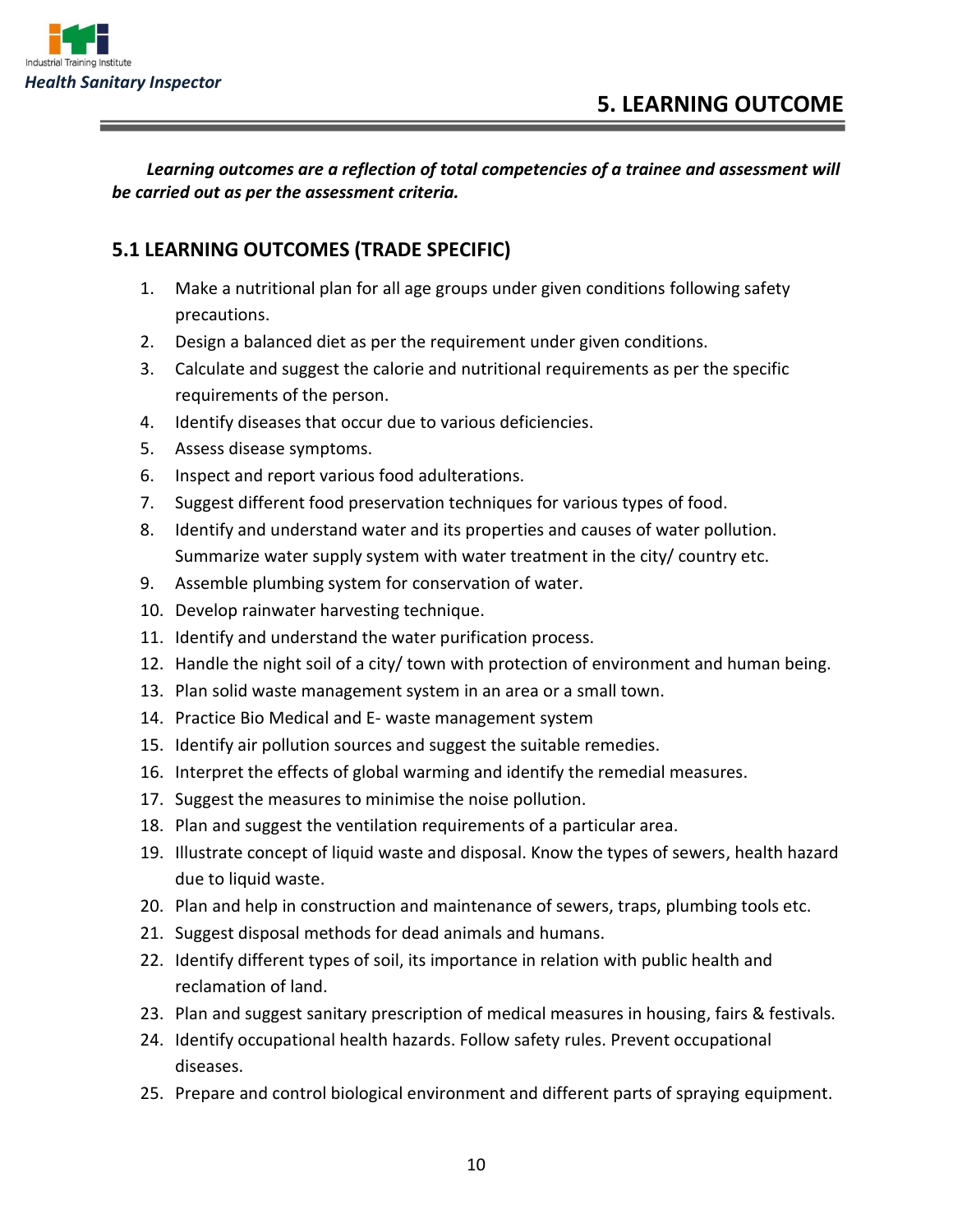# 5. LEARNING OUTCOME

***Learning outcomes are a reflection of total competencies of a trainee and assessment will be carried out as per the assessment criteria.***

## 5.1 LEARNING OUTCOMES (TRADE SPECIFIC)

1. Make a nutritional plan for all age groups under given conditions following safety precautions.
2. Design a balanced diet as per the requirement under given conditions.
3. Calculate and suggest the calorie and nutritional requirements as per the specific requirements of the person.
4. Identify diseases that occur due to various deficiencies.
5. Assess disease symptoms.
6. Inspect and report various food adulterations.
7. Suggest different food preservation techniques for various types of food.
8. Identify and understand water and its properties and causes of water pollution. Summarize water supply system with water treatment in the city/ country etc.
9. Assemble plumbing system for conservation of water.
10. Develop rainwater harvesting technique.
11. Identify and understand the water purification process.
12. Handle the night soil of a city/ town with protection of environment and human being.
13. Plan solid waste management system in an area or a small town.
14. Practice Bio Medical and E- waste management system
15. Identify air pollution sources and suggest the suitable remedies.
16. Interpret the effects of global warming and identify the remedial measures.
17. Suggest the measures to minimise the noise pollution.
18. Plan and suggest the ventilation requirements of a particular area.
19. Illustrate concept of liquid waste and disposal. Know the types of sewers, health hazard due to liquid waste.
20. Plan and help in construction and maintenance of sewers, traps, plumbing tools etc.
21. Suggest disposal methods for dead animals and humans.
22. Identify different types of soil, its importance in relation with public health and reclamation of land.
23. Plan and suggest sanitary prescription of medical measures in housing, fairs & festivals.
24. Identify occupational health hazards. Follow safety rules. Prevent occupational diseases.
25. Prepare and control biological environment and different parts of spraying equipment.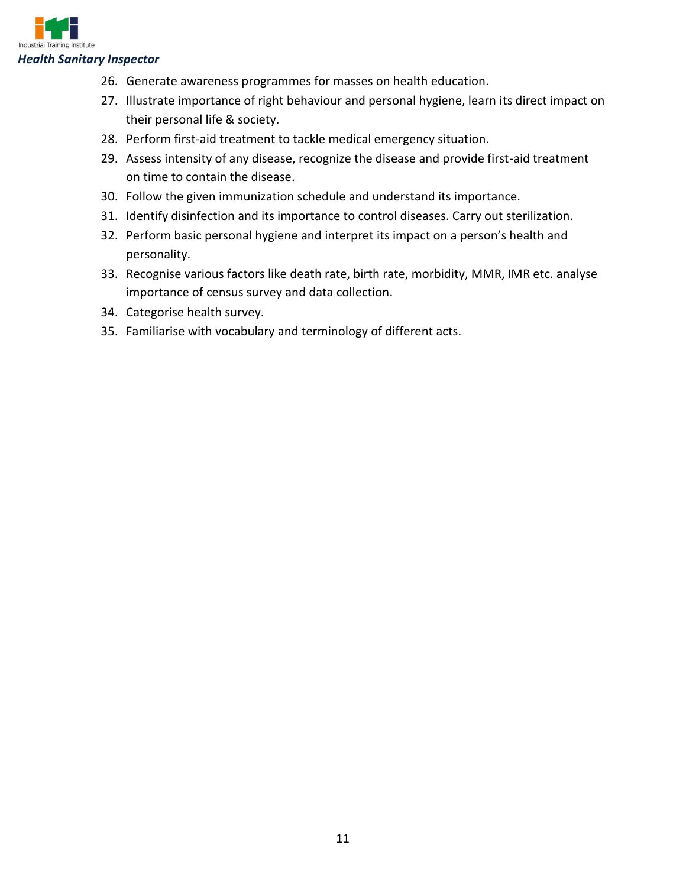26. Generate awareness programmes for masses on health education.
27. Illustrate importance of right behaviour and personal hygiene, learn its direct impact on their personal life & society.
28. Perform first-aid treatment to tackle medical emergency situation.
29. Assess intensity of any disease, recognize the disease and provide first-aid treatment on time to contain the disease.
30. Follow the given immunization schedule and understand its importance.
31. Identify disinfection and its importance to control diseases. Carry out sterilization.
32. Perform basic personal hygiene and interpret its impact on a person's health and personality.
33. Recognise various factors like death rate, birth rate, morbidity, MMR, IMR etc. analyse importance of census survey and data collection.
34. Categorise health survey.
35. Familiarise with vocabulary and terminology of different acts.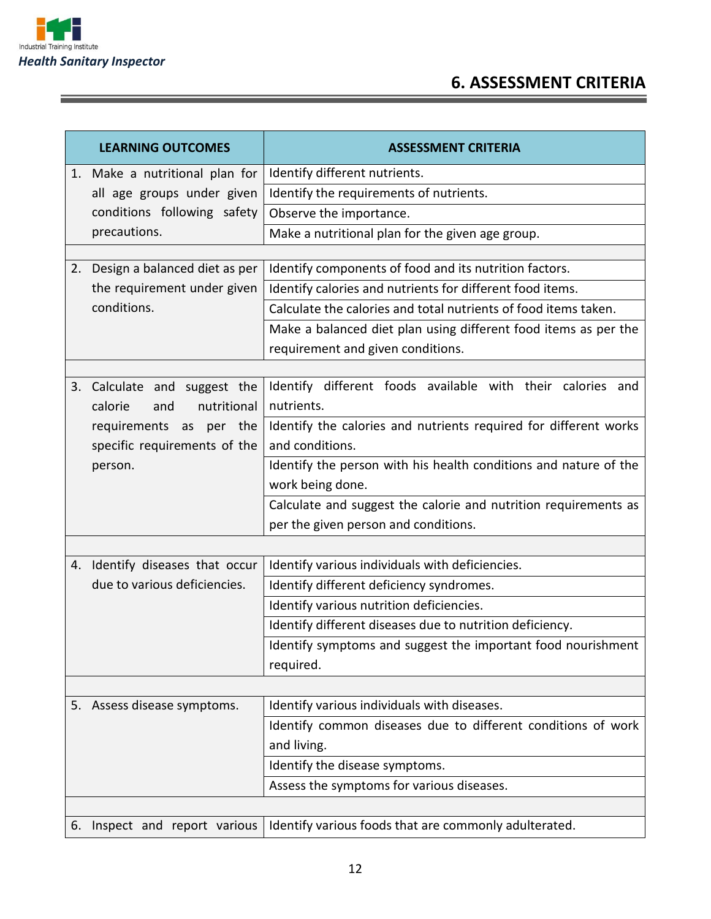# 6. ASSESSMENT CRITERIA

| LEARNING OUTCOMES | ASSESSMENT CRITERIA |
|---|---|
| 1. Make a nutritional plan for all age groups under given conditions following safety precautions. | Identify different nutrients. |
| | Identify the requirements of nutrients. |
| | Observe the importance. |
| | Make a nutritional plan for the given age group. |
| | |
| 2. Design a balanced diet as per the requirement under given conditions. | Identify components of food and its nutrition factors. |
| | Identify calories and nutrients for different food items. |
| | Calculate the calories and total nutrients of food items taken. |
| | Make a balanced diet plan using different food items as per the requirement and given conditions. |
| | |
| 3. Calculate and suggest the calorie and nutritional requirements as per the specific requirements of the person. | Identify different foods available with their calories and nutrients. |
| | Identify the calories and nutrients required for different works and conditions. |
| | Identify the person with his health conditions and nature of the work being done. |
| | Calculate and suggest the calorie and nutrition requirements as per the given person and conditions. |
| | |
| 4. Identify diseases that occur due to various deficiencies. | Identify various individuals with deficiencies. |
| | Identify different deficiency syndromes. |
| | Identify various nutrition deficiencies. |
| | Identify different diseases due to nutrition deficiency. |
| | Identify symptoms and suggest the important food nourishment required. |
| | |
| 5. Assess disease symptoms. | Identify various individuals with diseases. |
| | Identify common diseases due to different conditions of work and living. |
| | Identify the disease symptoms. |
| | Assess the symptoms for various diseases. |
| | |
| 6. Inspect and report various | Identify various foods that are commonly adulterated. |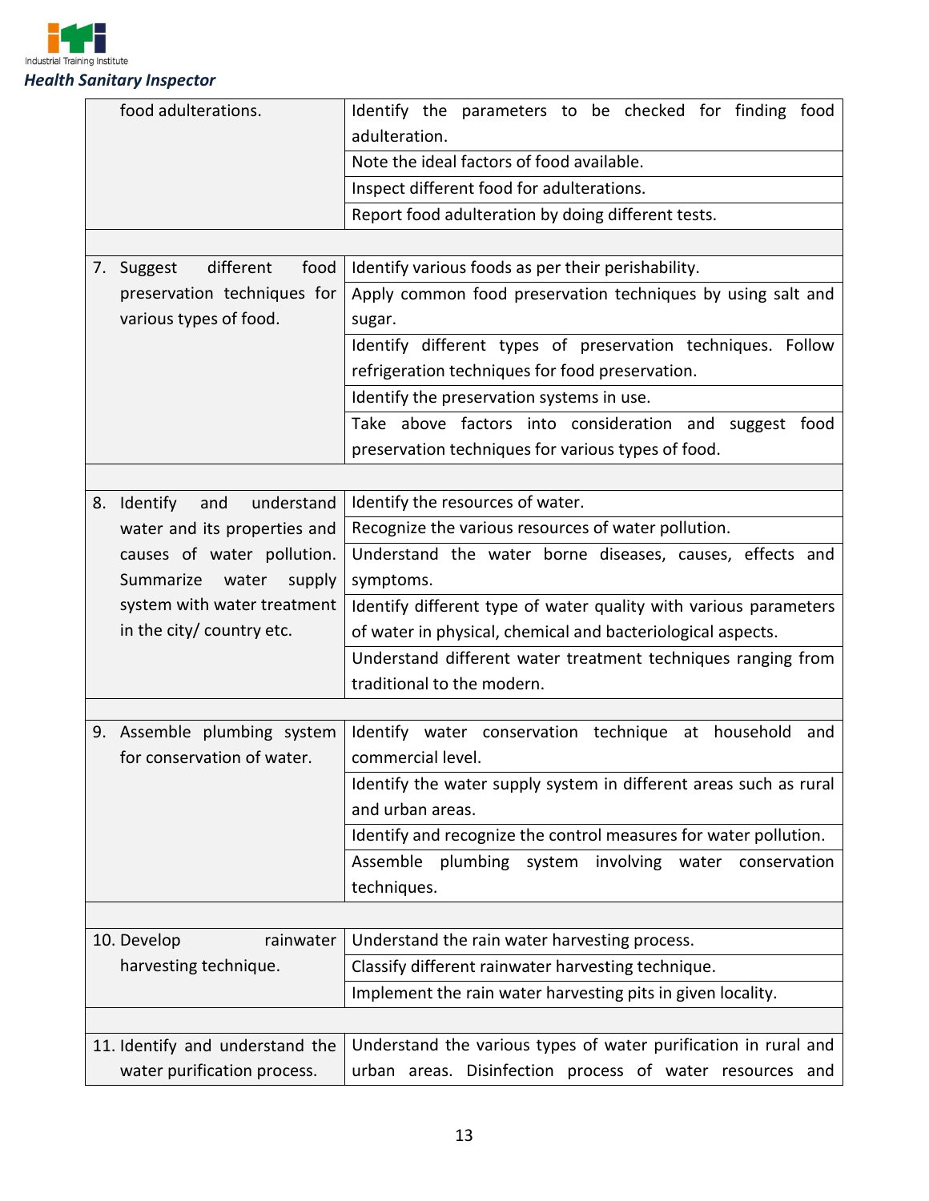| | |
|---|---|
| food adulterations. | Identify the parameters to be checked for finding food adulteration. |
| | Note the ideal factors of food available. |
| | Inspect different food for adulterations. |
| | Report food adulteration by doing different tests. |
| | |
| 7. Suggest different food preservation techniques for various types of food. | Identify various foods as per their perishability. |
| | Apply common food preservation techniques by using salt and sugar. |
| | Identify different types of preservation techniques. Follow refrigeration techniques for food preservation. |
| | Identify the preservation systems in use. |
| | Take above factors into consideration and suggest food preservation techniques for various types of food. |
| | |
| 8. Identify and understand water and its properties and causes of water pollution. Summarize water supply system with water treatment in the city/ country etc. | Identify the resources of water. |
| | Recognize the various resources of water pollution. |
| | Understand the water borne diseases, causes, effects and symptoms. |
| | Identify different type of water quality with various parameters of water in physical, chemical and bacteriological aspects. |
| | Understand different water treatment techniques ranging from traditional to the modern. |
| | |
| 9. Assemble plumbing system for conservation of water. | Identify water conservation technique at household and commercial level. |
| | Identify the water supply system in different areas such as rural and urban areas. |
| | Identify and recognize the control measures for water pollution. |
| | Assemble plumbing system involving water conservation techniques. |
| | |
| 10. Develop rainwater harvesting technique. | Understand the rain water harvesting process. |
| | Classify different rainwater harvesting technique. |
| | Implement the rain water harvesting pits in given locality. |
| | |
| 11. Identify and understand the water purification process. | Understand the various types of water purification in rural and urban areas. Disinfection process of water resources and |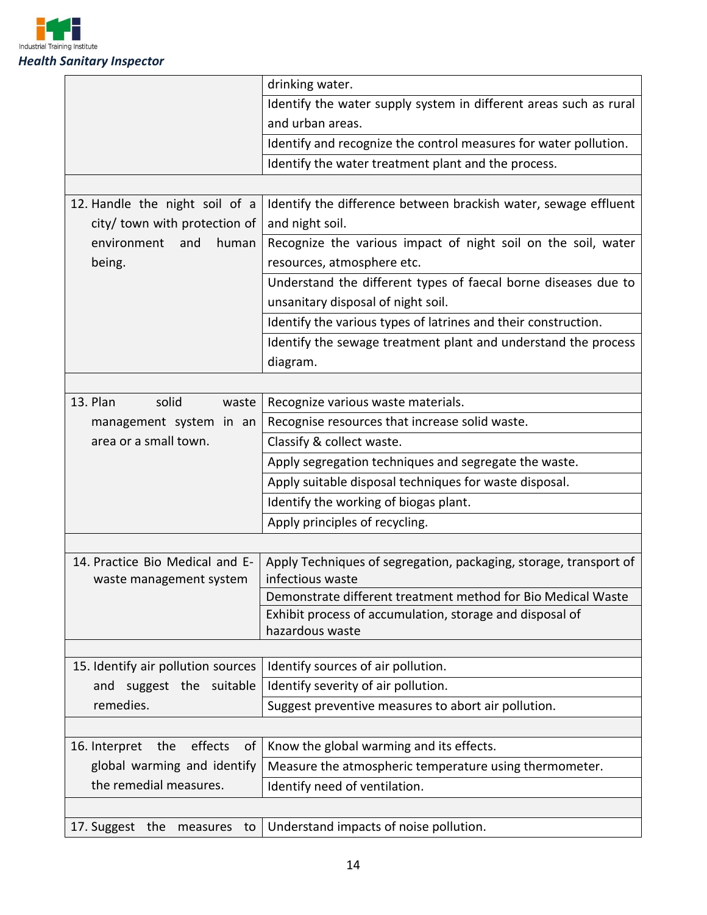| | |
|---|---|
| | drinking water. |
| | Identify the water supply system in different areas such as rural and urban areas. |
| | Identify and recognize the control measures for water pollution. |
| | Identify the water treatment plant and the process. |
| | |
| 12. Handle the night soil of a city/ town with protection of environment and human being. | Identify the difference between brackish water, sewage effluent and night soil. |
| | Recognize the various impact of night soil on the soil, water resources, atmosphere etc. |
| | Understand the different types of faecal borne diseases due to unsanitary disposal of night soil. |
| | Identify the various types of latrines and their construction. |
| | Identify the sewage treatment plant and understand the process diagram. |
| | |
| 13. Plan solid waste management system in an area or a small town. | Recognize various waste materials. |
| | Recognise resources that increase solid waste. |
| | Classify & collect waste. |
| | Apply segregation techniques and segregate the waste. |
| | Apply suitable disposal techniques for waste disposal. |
| | Identify the working of biogas plant. |
| | Apply principles of recycling. |
| | |
| 14. Practice Bio Medical and E-waste management system | Apply Techniques of segregation, packaging, storage, transport of infectious waste |
| | Demonstrate different treatment method for Bio Medical Waste |
| | Exhibit process of accumulation, storage and disposal of hazardous waste |
| | |
| 15. Identify air pollution sources and suggest the suitable remedies. | Identify sources of air pollution. |
| | Identify severity of air pollution. |
| | Suggest preventive measures to abort air pollution. |
| | |
| 16. Interpret the effects of global warming and identify the remedial measures. | Know the global warming and its effects. |
| | Measure the atmospheric temperature using thermometer. |
| | Identify need of ventilation. |
| | |
| 17. Suggest the measures to | Understand impacts of noise pollution. |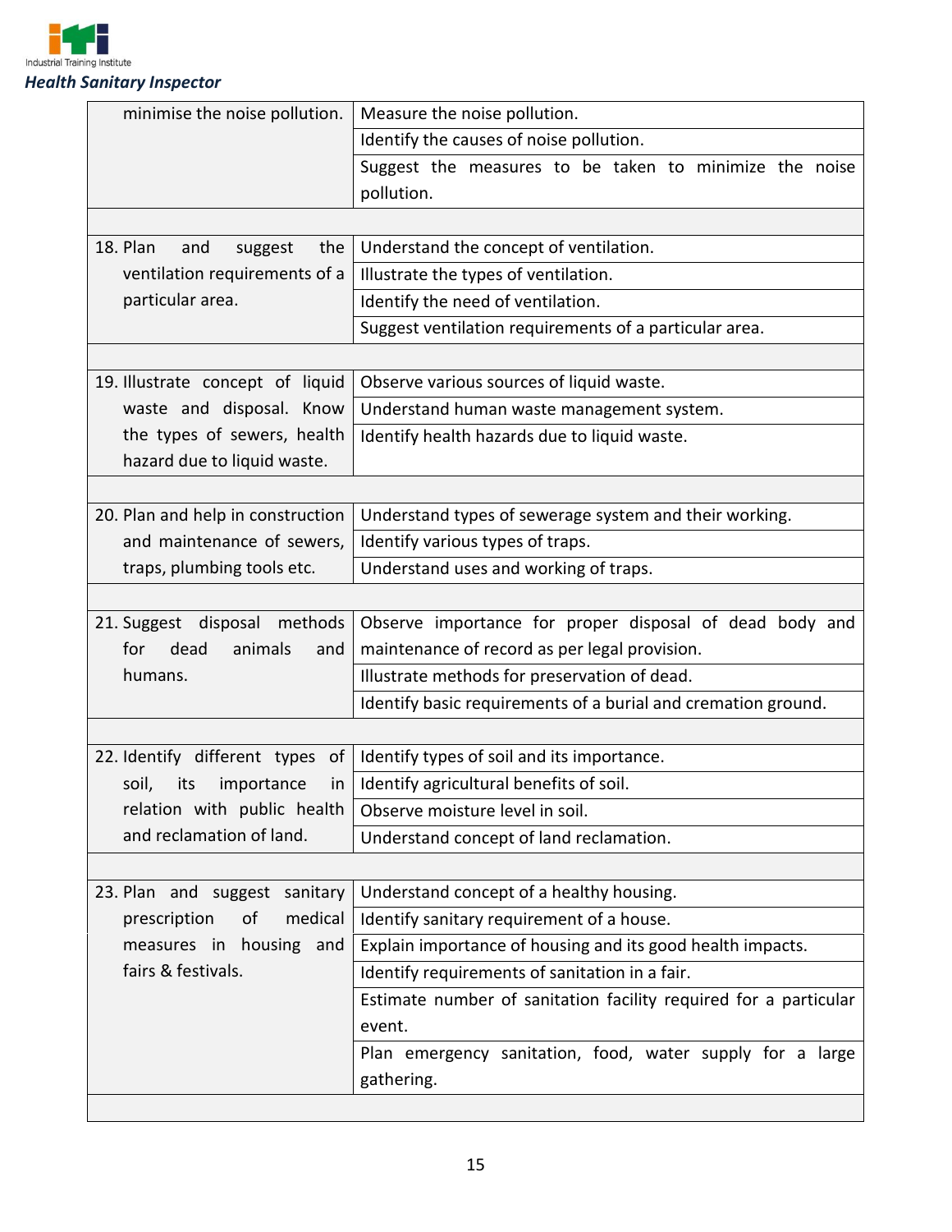| | |
|---|---|
| minimise the noise pollution. | Measure the noise pollution. |
| | Identify the causes of noise pollution. |
| | Suggest the measures to be taken to minimize the noise pollution. |
| | |
| 18. Plan and suggest the ventilation requirements of a particular area. | Understand the concept of ventilation. |
| | Illustrate the types of ventilation. |
| | Identify the need of ventilation. |
| | Suggest ventilation requirements of a particular area. |
| | |
| 19. Illustrate concept of liquid waste and disposal. Know the types of sewers, health hazard due to liquid waste. | Observe various sources of liquid waste. |
| | Understand human waste management system. |
| | Identify health hazards due to liquid waste. |
| | |
| 20. Plan and help in construction and maintenance of sewers, traps, plumbing tools etc. | Understand types of sewerage system and their working. |
| | Identify various types of traps. |
| | Understand uses and working of traps. |
| | |
| 21. Suggest disposal methods for dead animals and humans. | Observe importance for proper disposal of dead body and maintenance of record as per legal provision. |
| | Illustrate methods for preservation of dead. |
| | Identify basic requirements of a burial and cremation ground. |
| | |
| 22. Identify different types of soil, its importance in relation with public health and reclamation of land. | Identify types of soil and its importance. |
| | Identify agricultural benefits of soil. |
| | Observe moisture level in soil. |
| | Understand concept of land reclamation. |
| | |
| 23. Plan and suggest sanitary prescription of medical measures in housing and fairs & festivals. | Understand concept of a healthy housing. |
| | Identify sanitary requirement of a house. |
| | Explain importance of housing and its good health impacts. |
| | Identify requirements of sanitation in a fair. |
| | Estimate number of sanitation facility required for a particular event. |
| | Plan emergency sanitation, food, water supply for a large gathering. |
| | |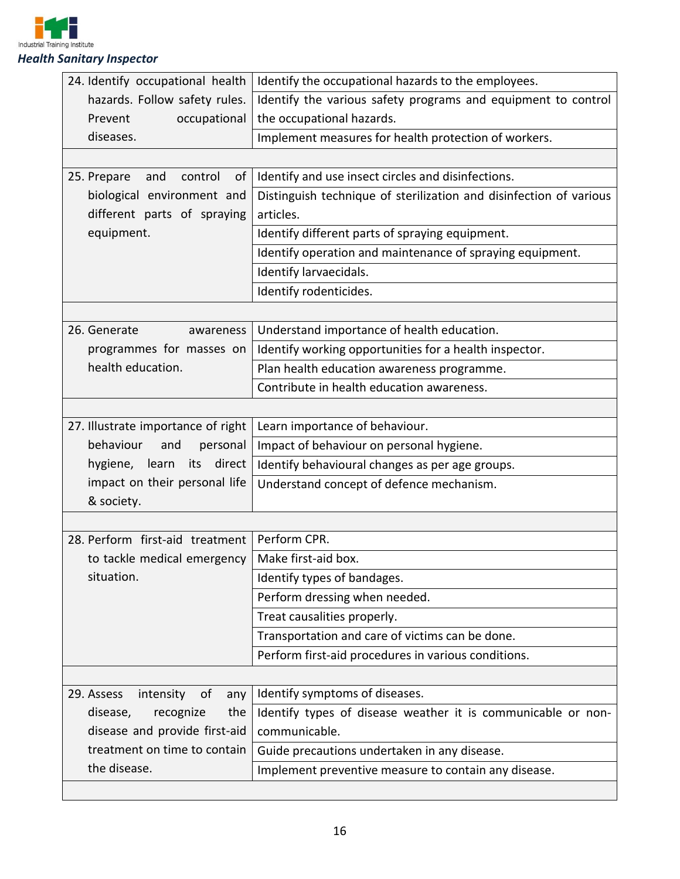| | |
|---|---|
| 24. Identify occupational health hazards. Follow safety rules. Prevent occupational diseases. | Identify the occupational hazards to the employees. |
| | Identify the various safety programs and equipment to control the occupational hazards. |
| | Implement measures for health protection of workers. |
| | |
| 25. Prepare and control of biological environment and different parts of spraying equipment. | Identify and use insect circles and disinfections. |
| | Distinguish technique of sterilization and disinfection of various articles. |
| | Identify different parts of spraying equipment. |
| | Identify operation and maintenance of spraying equipment. |
| | Identify larvaecidals. |
| | Identify rodenticides. |
| | |
| 26. Generate awareness programmes for masses on health education. | Understand importance of health education. |
| | Identify working opportunities for a health inspector. |
| | Plan health education awareness programme. |
| | Contribute in health education awareness. |
| | |
| 27. Illustrate importance of right behaviour and personal hygiene, learn its direct impact on their personal life & society. | Learn importance of behaviour. |
| | Impact of behaviour on personal hygiene. |
| | Identify behavioural changes as per age groups. |
| | Understand concept of defence mechanism. |
| | |
| 28. Perform first-aid treatment to tackle medical emergency situation. | Perform CPR. |
| | Make first-aid box. |
| | Identify types of bandages. |
| | Perform dressing when needed. |
| | Treat causalities properly. |
| | Transportation and care of victims can be done. |
| | Perform first-aid procedures in various conditions. |
| | |
| 29. Assess intensity of any disease, recognize the disease and provide first-aid treatment on time to contain the disease. | Identify symptoms of diseases. |
| | Identify types of disease weather it is communicable or non-communicable. |
| | Guide precautions undertaken in any disease. |
| | Implement preventive measure to contain any disease. |
| | |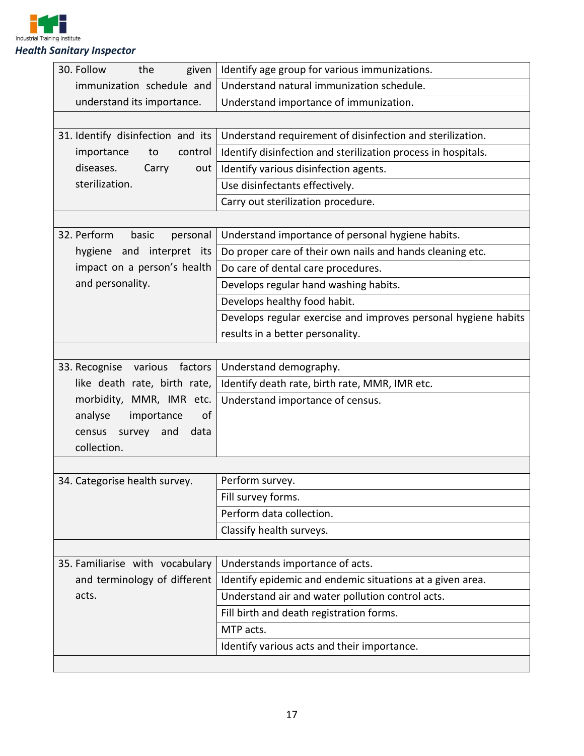| | |
|---|---|
| 30. Follow the given immunization schedule and understand its importance. | Identify age group for various immunizations. |
| | Understand natural immunization schedule. |
| | Understand importance of immunization. |
| | |
| 31. Identify disinfection and its importance to control diseases. Carry out sterilization. | Understand requirement of disinfection and sterilization. |
| | Identify disinfection and sterilization process in hospitals. |
| | Identify various disinfection agents. |
| | Use disinfectants effectively. |
| | Carry out sterilization procedure. |
| | |
| 32. Perform basic personal hygiene and interpret its impact on a person's health and personality. | Understand importance of personal hygiene habits. |
| | Do proper care of their own nails and hands cleaning etc. |
| | Do care of dental care procedures. |
| | Develops regular hand washing habits. |
| | Develops healthy food habit. |
| | Develops regular exercise and improves personal hygiene habits results in a better personality. |
| | |
| 33. Recognise various factors like death rate, birth rate, morbidity, MMR, IMR etc. analyse importance of census survey and data collection. | Understand demography. |
| | Identify death rate, birth rate, MMR, IMR etc. |
| | Understand importance of census. |
| | |
| 34. Categorise health survey. | Perform survey. |
| | Fill survey forms. |
| | Perform data collection. |
| | Classify health surveys. |
| | |
| 35. Familiarise with vocabulary and terminology of different acts. | Understands importance of acts. |
| | Identify epidemic and endemic situations at a given area. |
| | Understand air and water pollution control acts. |
| | Fill birth and death registration forms. |
| | MTP acts. |
| | Identify various acts and their importance. |
| | |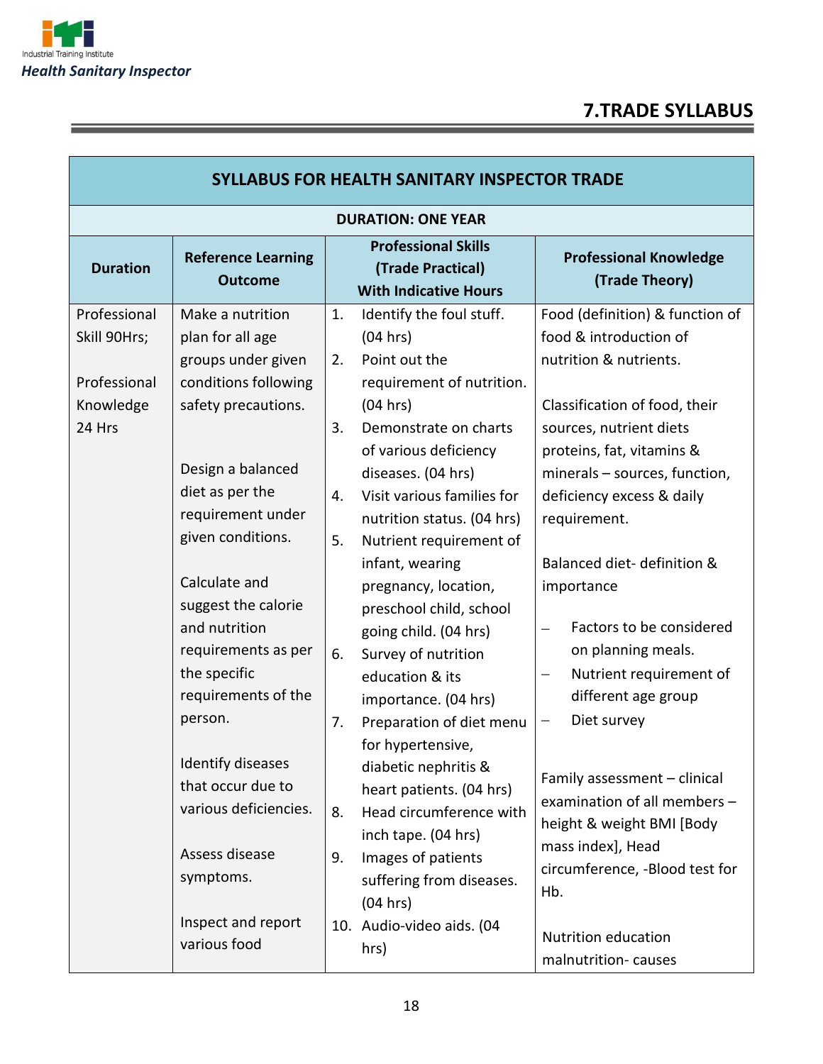## 7.TRADE SYLLABUS

| SYLLABUS FOR HEALTH SANITARY INSPECTOR TRADE | | | |
|---|---|---|---|
| **DURATION: ONE YEAR** | | | |
| **Duration** | **Reference Learning Outcome** | **Professional Skills (Trade Practical) With Indicative Hours** | **Professional Knowledge (Trade Theory)** |
| Professional Skill 90Hrs;<br><br>Professional Knowledge 24 Hrs | Make a nutrition plan for all age groups under given conditions following safety precautions.<br><br>Design a balanced diet as per the requirement under given conditions.<br><br>Calculate and suggest the calorie and nutrition requirements as per the specific requirements of the person.<br><br>Identify diseases that occur due to various deficiencies.<br><br>Assess disease symptoms.<br><br>Inspect and report various food | 1. Identify the foul stuff. (04 hrs)<br>2. Point out the requirement of nutrition. (04 hrs)<br>3. Demonstrate on charts of various deficiency diseases. (04 hrs)<br>4. Visit various families for nutrition status. (04 hrs)<br>5. Nutrient requirement of infant, wearing pregnancy, location, preschool child, school going child. (04 hrs)<br>6. Survey of nutrition education & its importance. (04 hrs)<br>7. Preparation of diet menu for hypertensive, diabetic nephritis & heart patients. (04 hrs)<br>8. Head circumference with inch tape. (04 hrs)<br>9. Images of patients suffering from diseases. (04 hrs)<br>10. Audio-video aids. (04 hrs) | Food (definition) & function of food & introduction of nutrition & nutrients.<br><br>Classification of food, their sources, nutrient diets proteins, fat, vitamins & minerals – sources, function, deficiency excess & daily requirement.<br><br>Balanced diet- definition & importance<br><br>– Factors to be considered on planning meals.<br>– Nutrient requirement of different age group<br>– Diet survey<br><br>Family assessment – clinical examination of all members – height & weight BMI [Body mass index], Head circumference, -Blood test for Hb.<br><br>Nutrition education malnutrition- causes |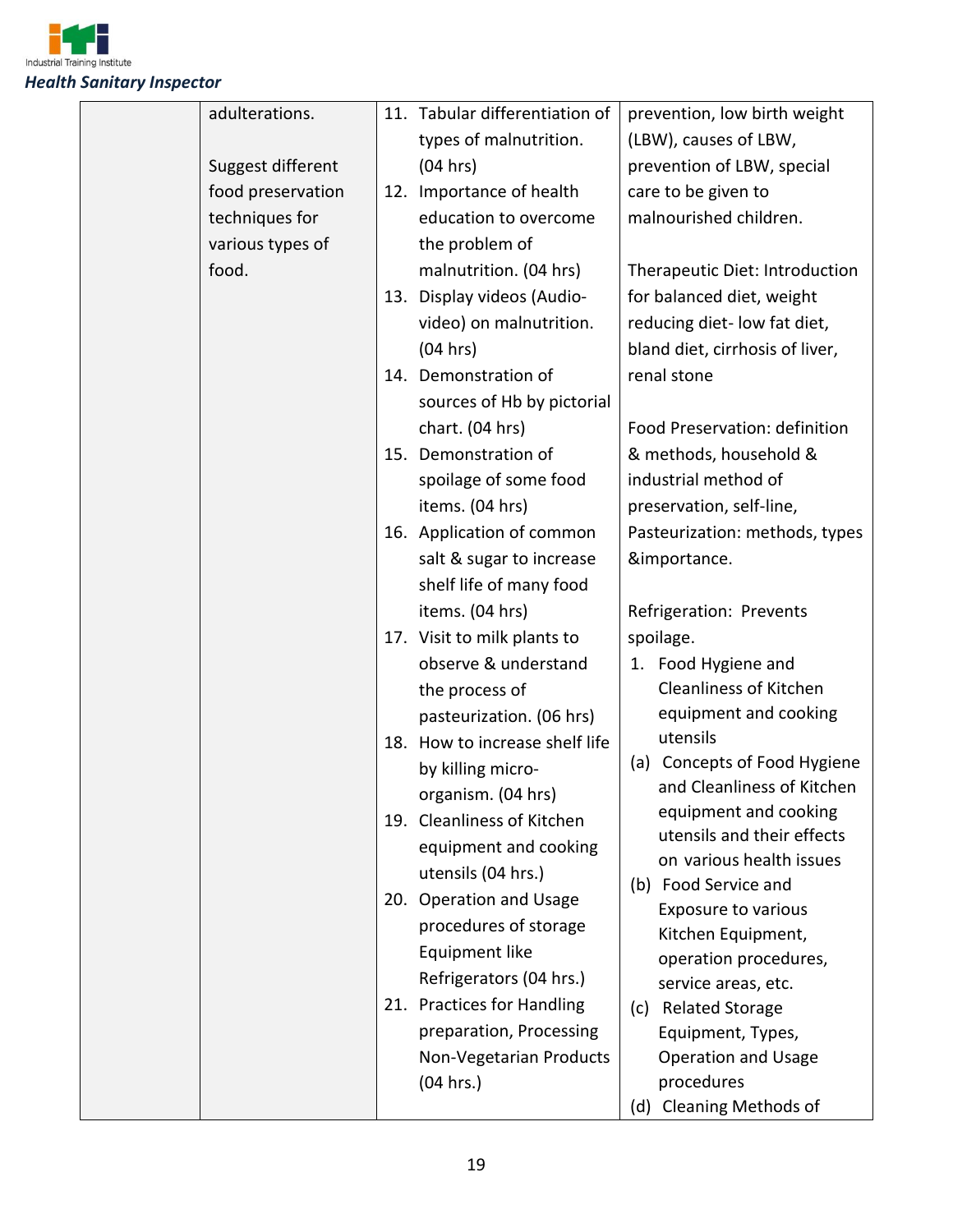| | | | |
|---|---|---|---|
| | adulterations.<br><br>Suggest different food preservation techniques for various types of food. | 11. Tabular differentiation of types of malnutrition. (04 hrs)<br>12. Importance of health education to overcome the problem of malnutrition. (04 hrs)<br>13. Display videos (Audio-video) on malnutrition. (04 hrs)<br>14. Demonstration of sources of Hb by pictorial chart. (04 hrs)<br>15. Demonstration of spoilage of some food items. (04 hrs)<br>16. Application of common salt & sugar to increase shelf life of many food items. (04 hrs)<br>17. Visit to milk plants to observe & understand the process of pasteurization. (06 hrs)<br>18. How to increase shelf life by killing micro-organism. (04 hrs)<br>19. Cleanliness of Kitchen equipment and cooking utensils (04 hrs.)<br>20. Operation and Usage procedures of storage Equipment like Refrigerators (04 hrs.)<br>21. Practices for Handling preparation, Processing Non-Vegetarian Products (04 hrs.) | prevention, low birth weight (LBW), causes of LBW, prevention of LBW, special care to be given to malnourished children.<br><br>Therapeutic Diet: Introduction for balanced diet, weight reducing diet- low fat diet, bland diet, cirrhosis of liver, renal stone<br><br>Food Preservation: definition & methods, household & industrial method of preservation, self-line, Pasteurization: methods, types &importance.<br><br>Refrigeration: Prevents spoilage.<br>1. Food Hygiene and Cleanliness of Kitchen equipment and cooking utensils<br>(a) Concepts of Food Hygiene and Cleanliness of Kitchen equipment and cooking utensils and their effects on various health issues<br>(b) Food Service and Exposure to various Kitchen Equipment, operation procedures, service areas, etc.<br>(c) Related Storage Equipment, Types, Operation and Usage procedures<br>(d) Cleaning Methods of |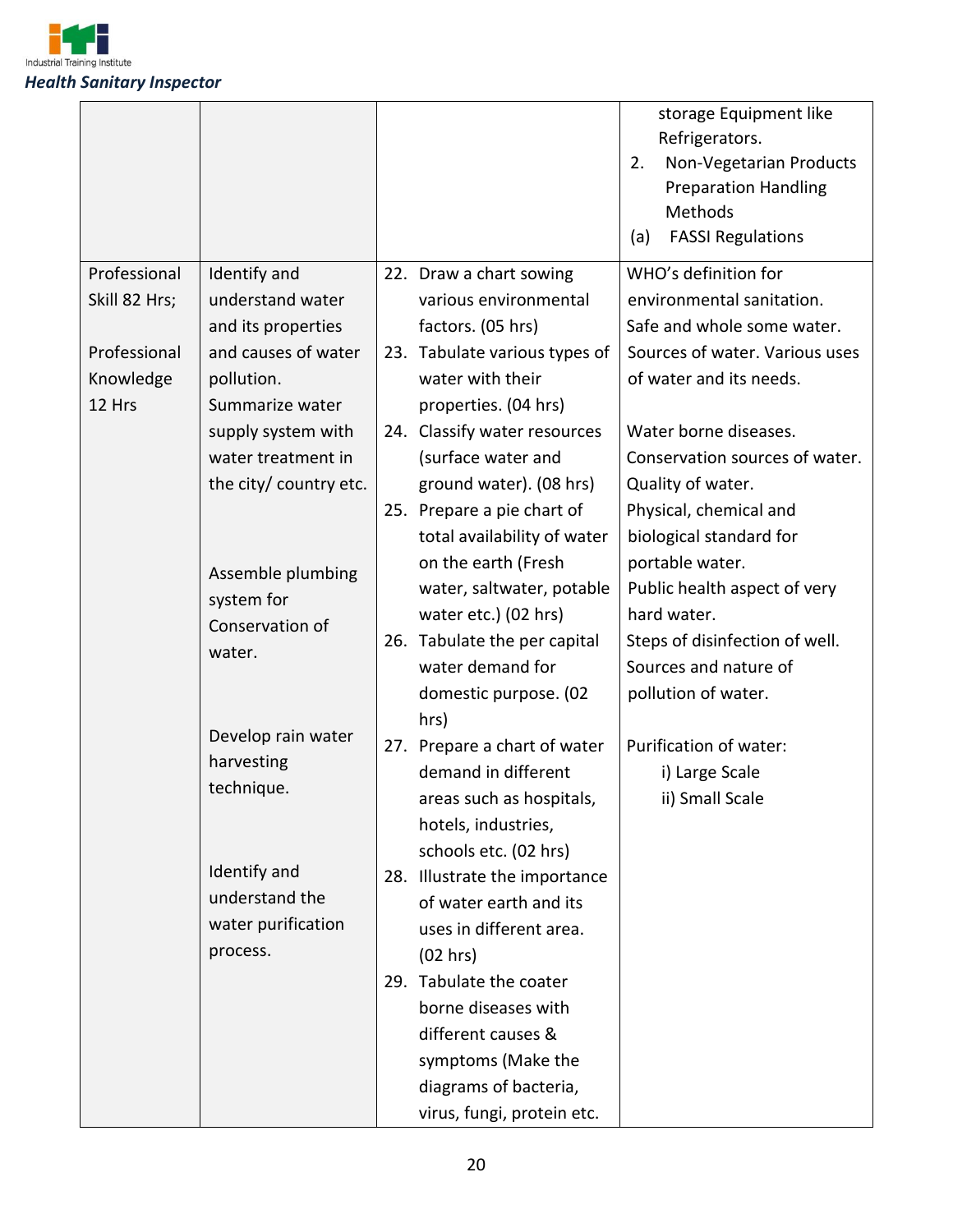| | | | storage Equipment like Refrigerators.<br>2. Non-Vegetarian Products Preparation Handling Methods<br>(a) FASSI Regulations |
|---|---|---|---|
| Professional Skill 82 Hrs;<br><br>Professional Knowledge 12 Hrs | Identify and understand water and its properties and causes of water pollution. Summarize water supply system with water treatment in the city/ country etc.<br><br>Assemble plumbing system for Conservation of water.<br><br>Develop rain water harvesting technique.<br><br>Identify and understand the water purification process. | 22. Draw a chart sowing various environmental factors. (05 hrs)<br>23. Tabulate various types of water with their properties. (04 hrs)<br>24. Classify water resources (surface water and ground water). (08 hrs)<br>25. Prepare a pie chart of total availability of water on the earth (Fresh water, saltwater, potable water etc.) (02 hrs)<br>26. Tabulate the per capital water demand for domestic purpose. (02 hrs)<br>27. Prepare a chart of water demand in different areas such as hospitals, hotels, industries, schools etc. (02 hrs)<br>28. Illustrate the importance of water earth and its uses in different area. (02 hrs)<br>29. Tabulate the coater borne diseases with different causes & symptoms (Make the diagrams of bacteria, virus, fungi, protein etc. | WHO's definition for environmental sanitation. Safe and whole some water. Sources of water. Various uses of water and its needs.<br><br>Water borne diseases. Conservation sources of water. Quality of water. Physical, chemical and biological standard for portable water. Public health aspect of very hard water. Steps of disinfection of well. Sources and nature of pollution of water.<br><br>Purification of water:<br>i) Large Scale<br>ii) Small Scale |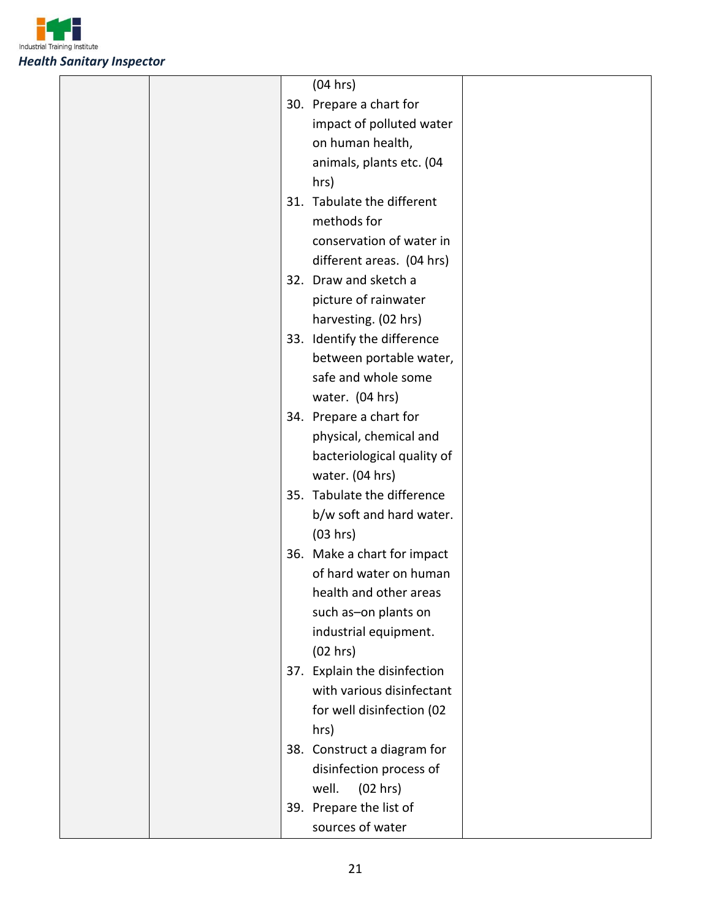|  |  |  |  |
|---|---|---|---|
|  |  | (04 hrs)<br>30. Prepare a chart for impact of polluted water on human health, animals, plants etc. (04 hrs)<br>31. Tabulate the different methods for conservation of water in different areas. (04 hrs)<br>32. Draw and sketch a picture of rainwater harvesting. (02 hrs)<br>33. Identify the difference between portable water, safe and whole some water. (04 hrs)<br>34. Prepare a chart for physical, chemical and bacteriological quality of water. (04 hrs)<br>35. Tabulate the difference b/w soft and hard water. (03 hrs)<br>36. Make a chart for impact of hard water on human health and other areas such as–on plants on industrial equipment. (02 hrs)<br>37. Explain the disinfection with various disinfectant for well disinfection (02 hrs)<br>38. Construct a diagram for disinfection process of well. (02 hrs)<br>39. Prepare the list of sources of water |  |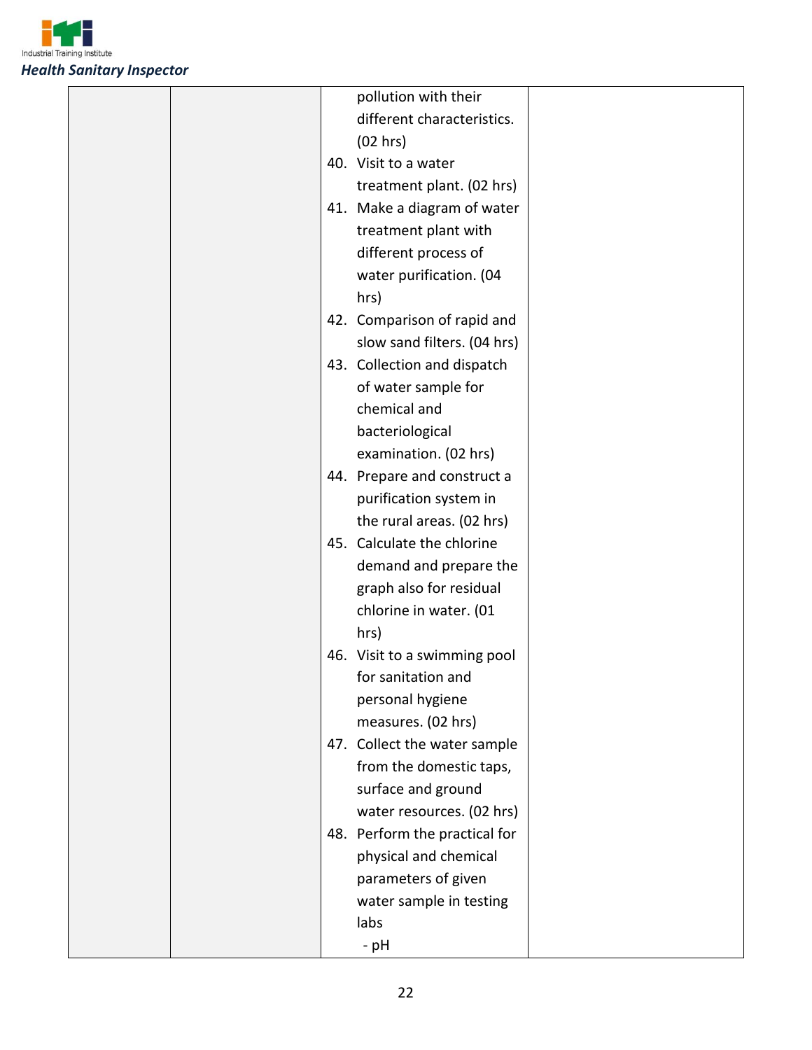| | | | |
|---|---|---|---|
| | | pollution with their different characteristics. (02 hrs)<br>40. Visit to a water treatment plant. (02 hrs)<br>41. Make a diagram of water treatment plant with different process of water purification. (04 hrs)<br>42. Comparison of rapid and slow sand filters. (04 hrs)<br>43. Collection and dispatch of water sample for chemical and bacteriological examination. (02 hrs)<br>44. Prepare and construct a purification system in the rural areas. (02 hrs)<br>45. Calculate the chlorine demand and prepare the graph also for residual chlorine in water. (01 hrs)<br>46. Visit to a swimming pool for sanitation and personal hygiene measures. (02 hrs)<br>47. Collect the water sample from the domestic taps, surface and ground water resources. (02 hrs)<br>48. Perform the practical for physical and chemical parameters of given water sample in testing labs<br>- pH | |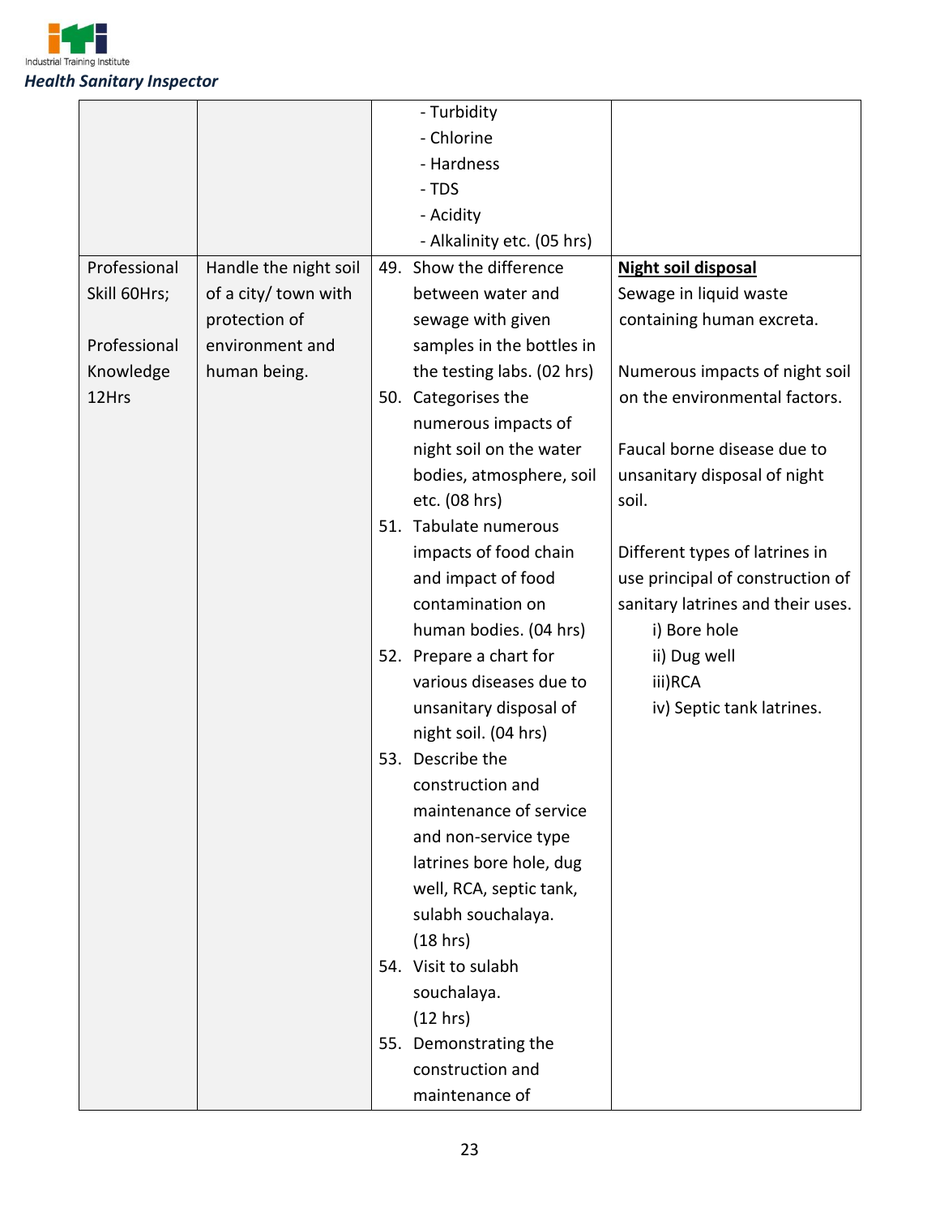| | | - Turbidity<br>- Chlorine<br>- Hardness<br>- TDS<br>- Acidity<br>- Alkalinity etc. (05 hrs) | |
|---|---|---|---|
| Professional Skill 60Hrs;<br><br>Professional Knowledge 12Hrs | Handle the night soil of a city/ town with protection of environment and human being. | 49. Show the difference between water and sewage with given samples in the bottles in the testing labs. (02 hrs)<br>50. Categorises the numerous impacts of night soil on the water bodies, atmosphere, soil etc. (08 hrs)<br>51. Tabulate numerous impacts of food chain and impact of food contamination on human bodies. (04 hrs)<br>52. Prepare a chart for various diseases due to unsanitary disposal of night soil. (04 hrs)<br>53. Describe the construction and maintenance of service and non-service type latrines bore hole, dug well, RCA, septic tank, sulabh souchalaya. (18 hrs)<br>54. Visit to sulabh souchalaya. (12 hrs)<br>55. Demonstrating the construction and maintenance of | **<u>Night soil disposal</u>**<br>Sewage in liquid waste containing human excreta.<br><br>Numerous impacts of night soil on the environmental factors.<br><br>Faucal borne disease due to unsanitary disposal of night soil.<br><br>Different types of latrines in use principal of construction of sanitary latrines and their uses.<br>i) Bore hole<br>ii) Dug well<br>iii)RCA<br>iv) Septic tank latrines. |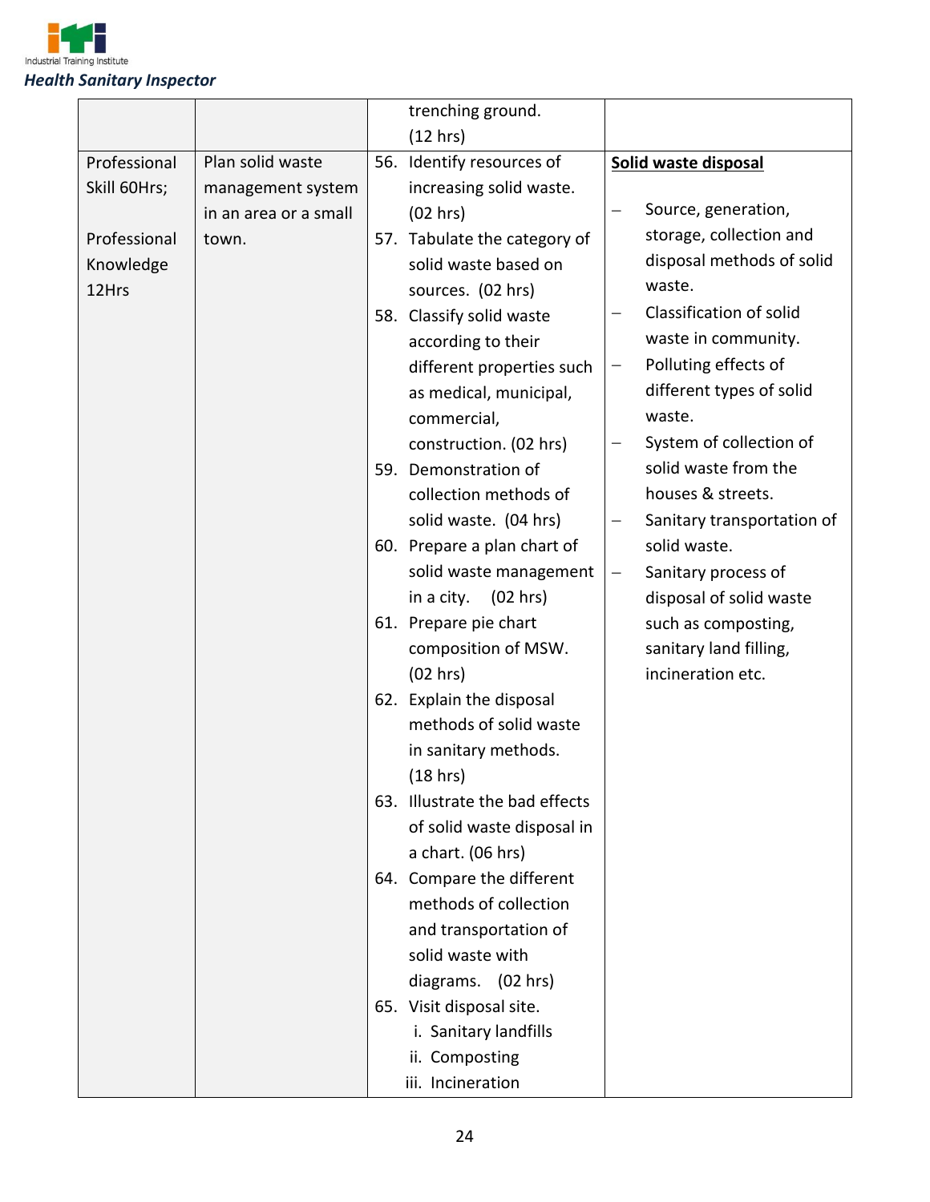| | | | |
|---|---|---|---|
| | | trenching ground. (12 hrs) | |
| Professional Skill 60Hrs; <br><br> Professional Knowledge 12Hrs | Plan solid waste management system in an area or a small town. | 56. Identify resources of increasing solid waste. (02 hrs) <br> 57. Tabulate the category of solid waste based on sources. (02 hrs) <br> 58. Classify solid waste according to their different properties such as medical, municipal, commercial, construction. (02 hrs) <br> 59. Demonstration of collection methods of solid waste. (04 hrs) <br> 60. Prepare a plan chart of solid waste management in a city. (02 hrs) <br> 61. Prepare pie chart composition of MSW. (02 hrs) <br> 62. Explain the disposal methods of solid waste in sanitary methods. (18 hrs) <br> 63. Illustrate the bad effects of solid waste disposal in a chart. (06 hrs) <br> 64. Compare the different methods of collection and transportation of solid waste with diagrams. (02 hrs) <br> 65. Visit disposal site. <br> i. Sanitary landfills <br> ii. Composting <br> iii. Incineration | **Solid waste disposal** <br><br> – Source, generation, storage, collection and disposal methods of solid waste. <br> – Classification of solid waste in community. <br> – Polluting effects of different types of solid waste. <br> – System of collection of solid waste from the houses & streets. <br> – Sanitary transportation of solid waste. <br> – Sanitary process of disposal of solid waste such as composting, sanitary land filling, incineration etc. |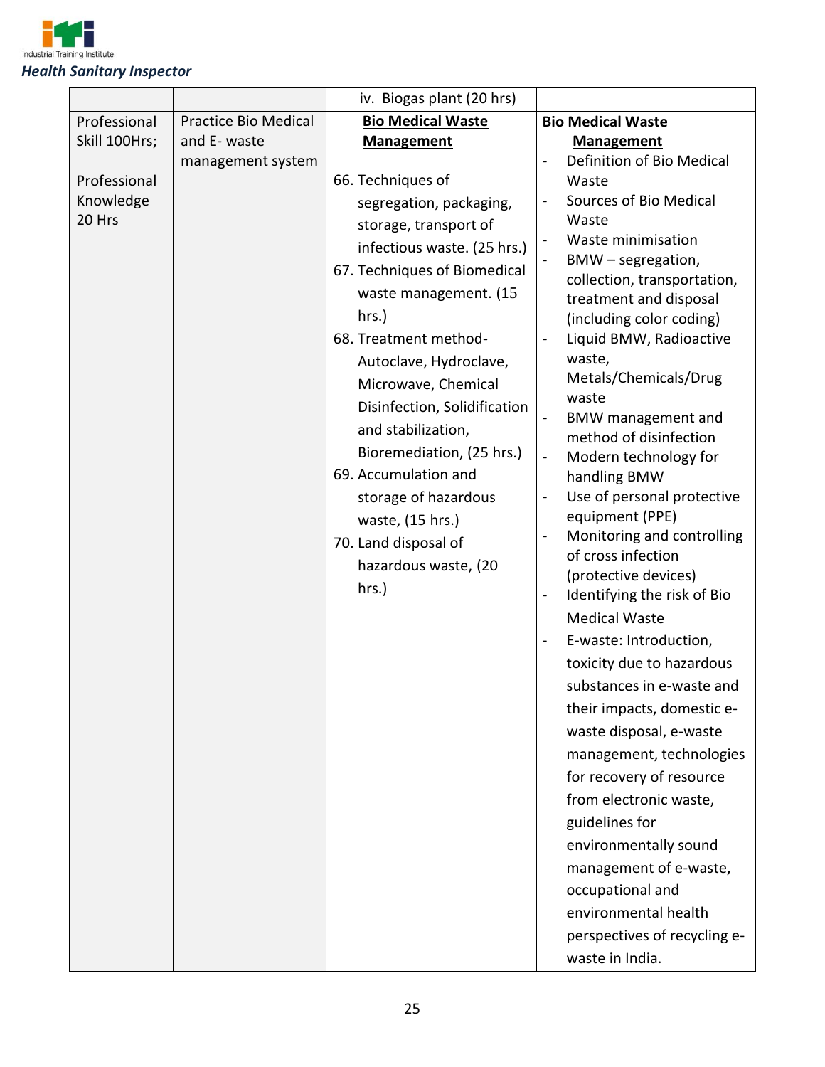| | | iv. Biogas plant (20 hrs) | |
|---|---|---|---|
| Professional Skill 100Hrs;<br><br>Professional Knowledge 20 Hrs | Practice Bio Medical and E- waste management system | **Bio Medical Waste Management**<br><br>66. Techniques of segregation, packaging, storage, transport of infectious waste. (25 hrs.)<br>67. Techniques of Biomedical waste management. (15 hrs.)<br>68. Treatment method- Autoclave, Hydroclave, Microwave, Chemical Disinfection, Solidification and stabilization, Bioremediation, (25 hrs.)<br>69. Accumulation and storage of hazardous waste, (15 hrs.)<br>70. Land disposal of hazardous waste, (20 hrs.) | **Bio Medical Waste Management**<br>- Definition of Bio Medical Waste<br>- Sources of Bio Medical Waste<br>- Waste minimisation<br>- BMW – segregation, collection, transportation, treatment and disposal (including color coding)<br>- Liquid BMW, Radioactive waste, Metals/Chemicals/Drug waste<br>- BMW management and method of disinfection<br>- Modern technology for handling BMW<br>- Use of personal protective equipment (PPE)<br>- Monitoring and controlling of cross infection (protective devices)<br>- Identifying the risk of Bio Medical Waste<br>- E-waste: Introduction, toxicity due to hazardous substances in e-waste and their impacts, domestic e-waste disposal, e-waste management, technologies for recovery of resource from electronic waste, guidelines for environmentally sound management of e-waste, occupational and environmental health perspectives of recycling e-waste in India. |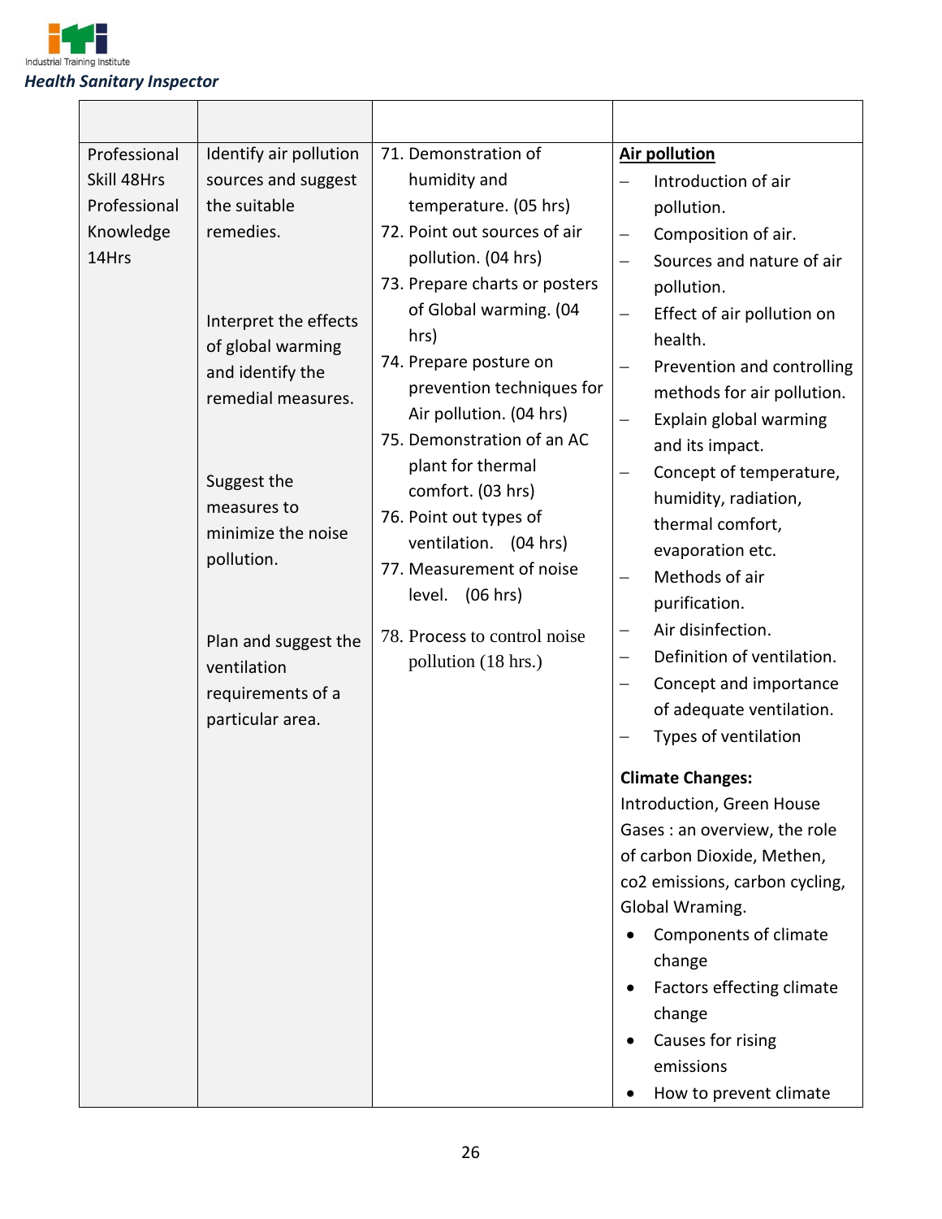| | | | |
|---|---|---|---|
| Professional Skill 48Hrs<br>Professional Knowledge 14Hrs | Identify air pollution sources and suggest the suitable remedies.<br><br>Interpret the effects of global warming and identify the remedial measures.<br><br>Suggest the measures to minimize the noise pollution.<br><br>Plan and suggest the ventilation requirements of a particular area. | 71. Demonstration of humidity and temperature. (05 hrs)<br>72. Point out sources of air pollution. (04 hrs)<br>73. Prepare charts or posters of Global warming. (04 hrs)<br>74. Prepare posture on prevention techniques for Air pollution. (04 hrs)<br>75. Demonstration of an AC plant for thermal comfort. (03 hrs)<br>76. Point out types of ventilation. (04 hrs)<br>77. Measurement of noise level. (06 hrs)<br>78. Process to control noise pollution (18 hrs.) | **Air pollution**<br>– Introduction of air pollution.<br>– Composition of air.<br>– Sources and nature of air pollution.<br>– Effect of air pollution on health.<br>– Prevention and controlling methods for air pollution.<br>– Explain global warming and its impact.<br>– Concept of temperature, humidity, radiation, thermal comfort, evaporation etc.<br>– Methods of air purification.<br>– Air disinfection.<br>– Definition of ventilation.<br>– Concept and importance of adequate ventilation.<br>– Types of ventilation<br><br>**Climate Changes:**<br>Introduction, Green House Gases : an overview, the role of carbon Dioxide, Methen, co2 emissions, carbon cycling, Global Wraming.<br>• Components of climate change<br>• Factors effecting climate change<br>• Causes for rising emissions<br>• How to prevent climate |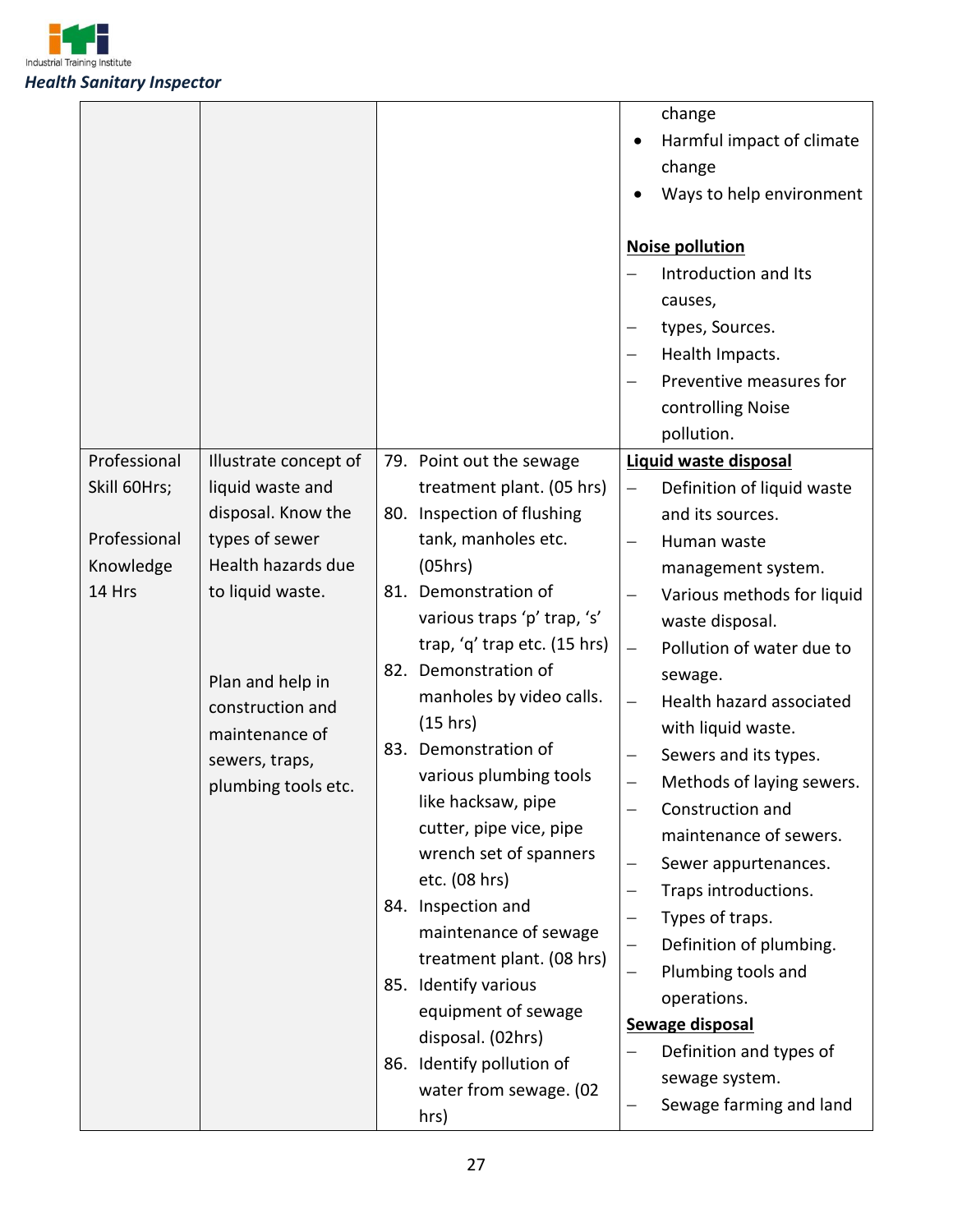| | | | |
|---|---|---|---|
| | | | change<br>• Harmful impact of climate change<br>• Ways to help environment<br><br>**Noise pollution**<br>– Introduction and Its causes,<br>– types, Sources.<br>– Health Impacts.<br>– Preventive measures for controlling Noise pollution. |
| Professional Skill 60Hrs;<br><br>Professional Knowledge 14 Hrs | Illustrate concept of liquid waste and disposal. Know the types of sewer Health hazards due to liquid waste.<br><br>Plan and help in construction and maintenance of sewers, traps, plumbing tools etc. | 79. Point out the sewage treatment plant. (05 hrs)<br>80. Inspection of flushing tank, manholes etc. (05hrs)<br>81. Demonstration of various traps 'p' trap, 's' trap, 'q' trap etc. (15 hrs)<br>82. Demonstration of manholes by video calls. (15 hrs)<br>83. Demonstration of various plumbing tools like hacksaw, pipe cutter, pipe vice, pipe wrench set of spanners etc. (08 hrs)<br>84. Inspection and maintenance of sewage treatment plant. (08 hrs)<br>85. Identify various equipment of sewage disposal. (02hrs)<br>86. Identify pollution of water from sewage. (02 hrs) | **Liquid waste disposal**<br>– Definition of liquid waste and its sources.<br>– Human waste management system.<br>– Various methods for liquid waste disposal.<br>– Pollution of water due to sewage.<br>– Health hazard associated with liquid waste.<br>– Sewers and its types.<br>– Methods of laying sewers.<br>– Construction and maintenance of sewers.<br>– Sewer appurtenances.<br>– Traps introductions.<br>– Types of traps.<br>– Definition of plumbing.<br>– Plumbing tools and operations.<br>**Sewage disposal**<br>– Definition and types of sewage system.<br>– Sewage farming and land |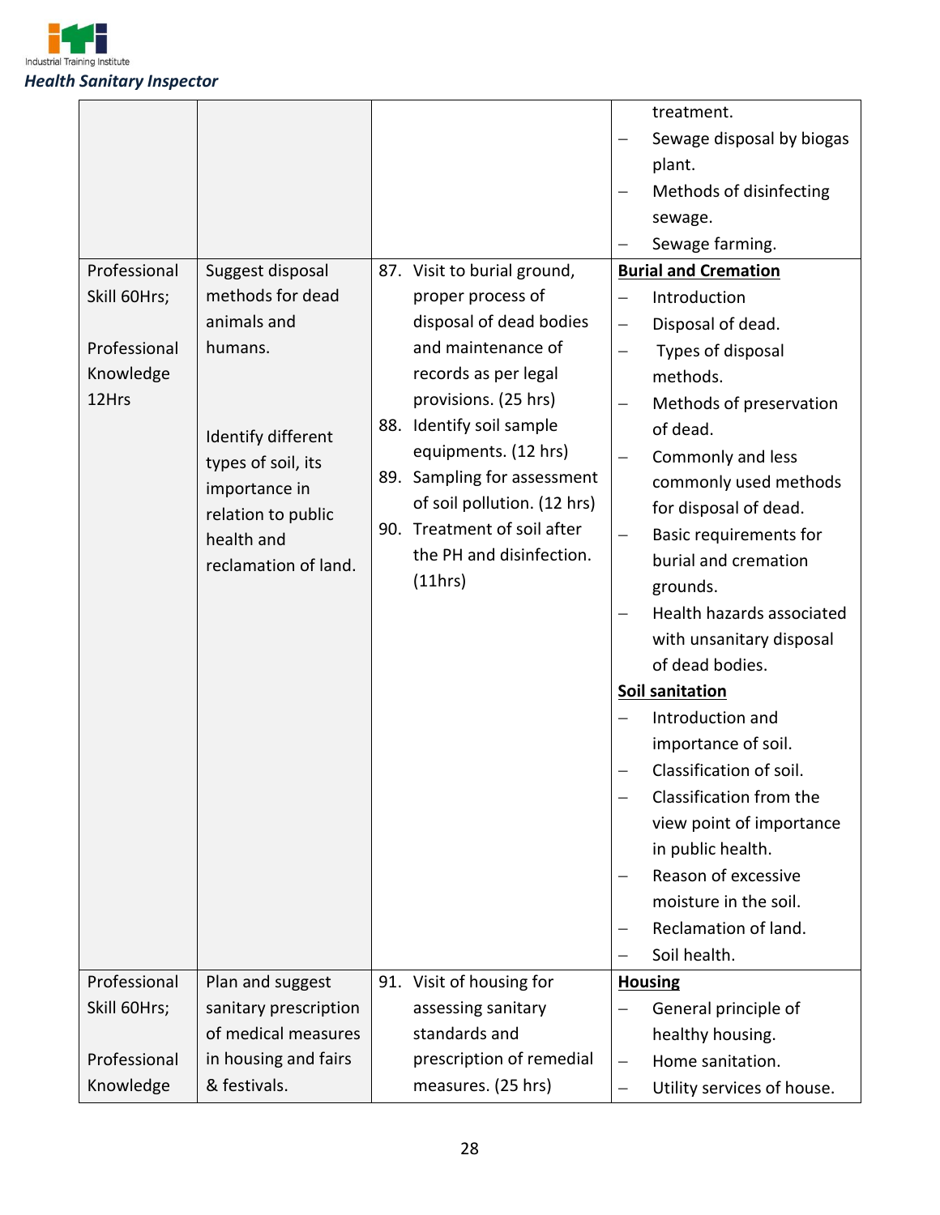| | | | |
|---|---|---|---|
| | | | treatment.<br>– Sewage disposal by biogas plant.<br>– Methods of disinfecting sewage.<br>– Sewage farming. |
| Professional Skill 60Hrs;<br><br>Professional Knowledge 12Hrs | Suggest disposal methods for dead animals and humans.<br><br>Identify different types of soil, its importance in relation to public health and reclamation of land. | 87. Visit to burial ground, proper process of disposal of dead bodies and maintenance of records as per legal provisions. (25 hrs)<br>88. Identify soil sample equipments. (12 hrs)<br>89. Sampling for assessment of soil pollution. (12 hrs)<br>90. Treatment of soil after the PH and disinfection. (11hrs) | **Burial and Cremation**<br>– Introduction<br>– Disposal of dead.<br>– Types of disposal methods.<br>– Methods of preservation of dead.<br>– Commonly and less commonly used methods for disposal of dead.<br>– Basic requirements for burial and cremation grounds.<br>– Health hazards associated with unsanitary disposal of dead bodies.<br>**Soil sanitation**<br>– Introduction and importance of soil.<br>– Classification of soil.<br>– Classification from the view point of importance in public health.<br>– Reason of excessive moisture in the soil.<br>– Reclamation of land.<br>– Soil health. |
| Professional Skill 60Hrs;<br><br>Professional Knowledge | Plan and suggest sanitary prescription of medical measures in housing and fairs & festivals. | 91. Visit of housing for assessing sanitary standards and prescription of remedial measures. (25 hrs) | **Housing**<br>– General principle of healthy housing.<br>– Home sanitation.<br>– Utility services of house. |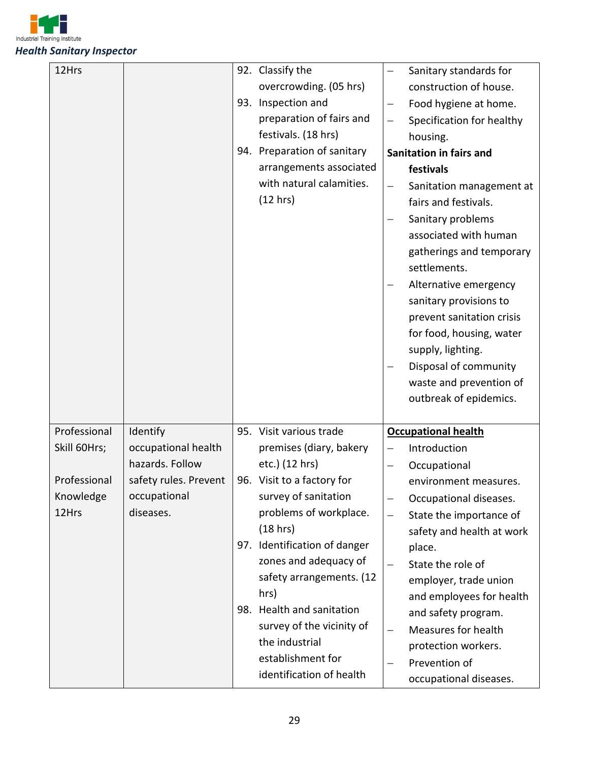| | | | |
|---|---|---|---|
| 12Hrs | | 92. Classify the overcrowding. (05 hrs)<br>93. Inspection and preparation of fairs and festivals. (18 hrs)<br>94. Preparation of sanitary arrangements associated with natural calamities. (12 hrs) | – Sanitary standards for construction of house.<br>– Food hygiene at home.<br>– Specification for healthy housing.<br>**Sanitation in fairs and festivals**<br>– Sanitation management at fairs and festivals.<br>– Sanitary problems associated with human gatherings and temporary settlements.<br>– Alternative emergency sanitary provisions to prevent sanitation crisis for food, housing, water supply, lighting.<br>– Disposal of community waste and prevention of outbreak of epidemics. |
| Professional Skill 60Hrs;<br><br>Professional Knowledge 12Hrs | Identify occupational health hazards. Follow safety rules. Prevent occupational diseases. | 95. Visit various trade premises (diary, bakery etc.) (12 hrs)<br>96. Visit to a factory for survey of sanitation problems of workplace. (18 hrs)<br>97. Identification of danger zones and adequacy of safety arrangements. (12 hrs)<br>98. Health and sanitation survey of the vicinity of the industrial establishment for identification of health | **Occupational health**<br>– Introduction<br>– Occupational environment measures.<br>– Occupational diseases.<br>– State the importance of safety and health at work place.<br>– State the role of employer, trade union and employees for health and safety program.<br>– Measures for health protection workers.<br>– Prevention of occupational diseases. |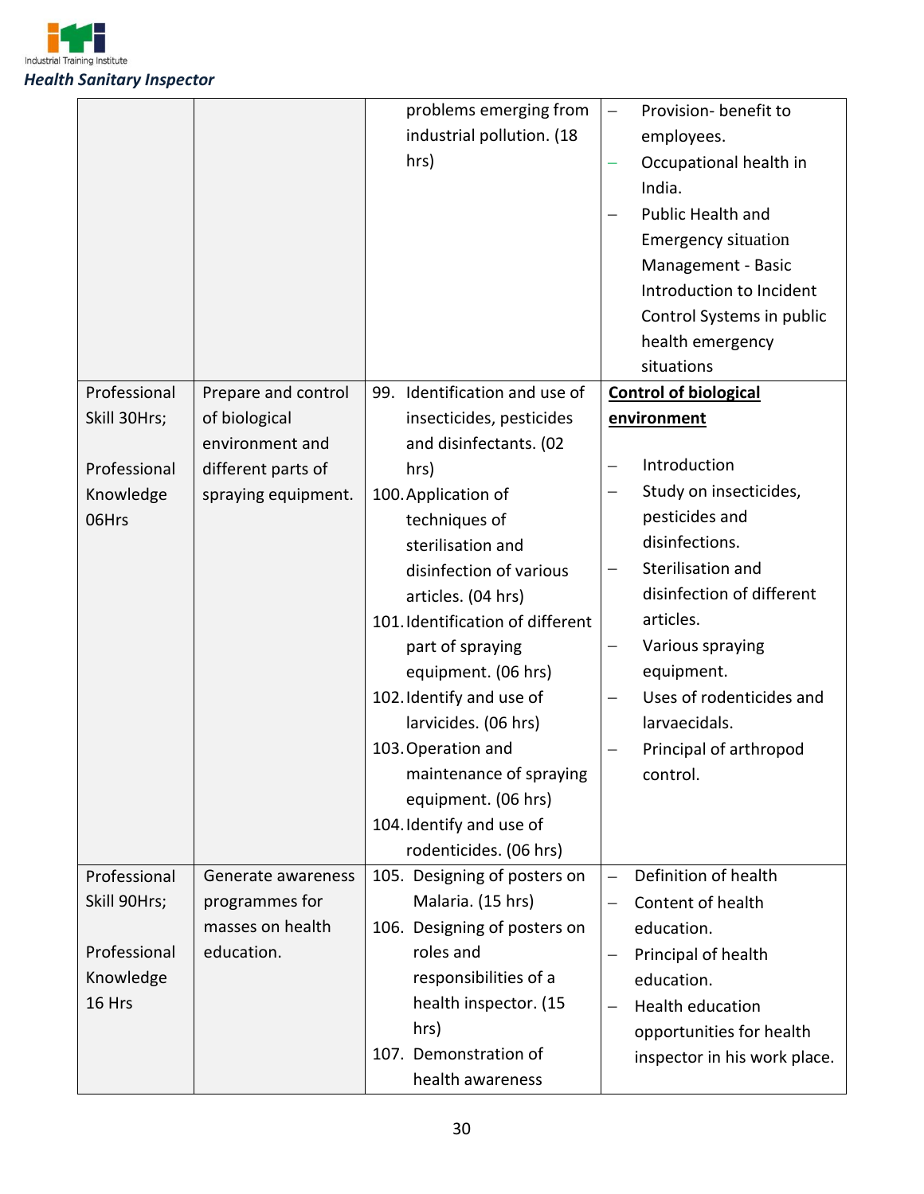| | | | |
|---|---|---|---|
| | | problems emerging from industrial pollution. (18 hrs) | – Provision- benefit to employees.<br>– Occupational health in India.<br>– Public Health and Emergency situation Management - Basic Introduction to Incident Control Systems in public health emergency situations |
| Professional Skill 30Hrs;<br><br>Professional Knowledge 06Hrs | Prepare and control of biological environment and different parts of spraying equipment. | 99. Identification and use of insecticides, pesticides and disinfectants. (02 hrs)<br>100. Application of techniques of sterilisation and disinfection of various articles. (04 hrs)<br>101. Identification of different part of spraying equipment. (06 hrs)<br>102. Identify and use of larvicides. (06 hrs)<br>103. Operation and maintenance of spraying equipment. (06 hrs)<br>104. Identify and use of rodenticides. (06 hrs) | **Control of biological environment**<br><br>– Introduction<br>– Study on insecticides, pesticides and disinfections.<br>– Sterilisation and disinfection of different articles.<br>– Various spraying equipment.<br>– Uses of rodenticides and larvaecidals.<br>– Principal of arthropod control. |
| Professional Skill 90Hrs;<br><br>Professional Knowledge 16 Hrs | Generate awareness programmes for masses on health education. | 105. Designing of posters on Malaria. (15 hrs)<br>106. Designing of posters on roles and responsibilities of a health inspector. (15 hrs)<br>107. Demonstration of health awareness | – Definition of health<br>– Content of health education.<br>– Principal of health education.<br>– Health education opportunities for health inspector in his work place. |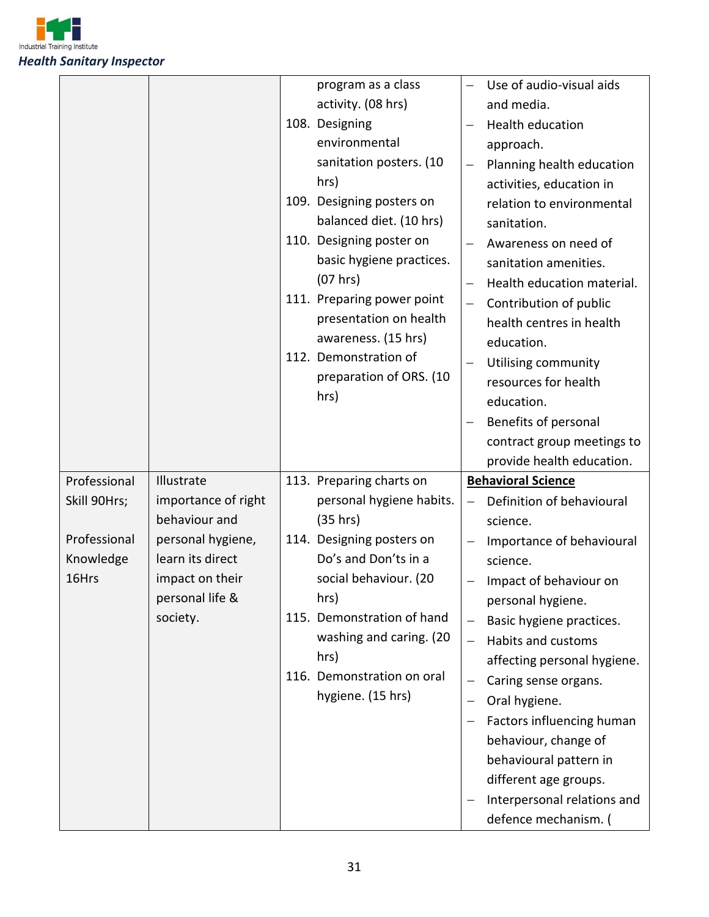| | | program as a class activity. (08 hrs)<br>108. Designing environmental sanitation posters. (10 hrs)<br>109. Designing posters on balanced diet. (10 hrs)<br>110. Designing poster on basic hygiene practices. (07 hrs)<br>111. Preparing power point presentation on health awareness. (15 hrs)<br>112. Demonstration of preparation of ORS. (10 hrs) | – Use of audio-visual aids and media.<br>– Health education approach.<br>– Planning health education activities, education in relation to environmental sanitation.<br>– Awareness on need of sanitation amenities.<br>– Health education material.<br>– Contribution of public health centres in health education.<br>– Utilising community resources for health education.<br>– Benefits of personal contract group meetings to provide health education. |
|---|---|---|---|
| Professional Skill 90Hrs;<br><br>Professional Knowledge 16Hrs | Illustrate importance of right behaviour and personal hygiene, learn its direct impact on their personal life & society. | 113. Preparing charts on personal hygiene habits. (35 hrs)<br>114. Designing posters on Do's and Don'ts in a social behaviour. (20 hrs)<br>115. Demonstration of hand washing and caring. (20 hrs)<br>116. Demonstration on oral hygiene. (15 hrs) | **Behavioral Science**<br>– Definition of behavioural science.<br>– Importance of behavioural science.<br>– Impact of behaviour on personal hygiene.<br>– Basic hygiene practices.<br>– Habits and customs affecting personal hygiene.<br>– Caring sense organs.<br>– Oral hygiene.<br>– Factors influencing human behaviour, change of behavioural pattern in different age groups.<br>– Interpersonal relations and defence mechanism. ( |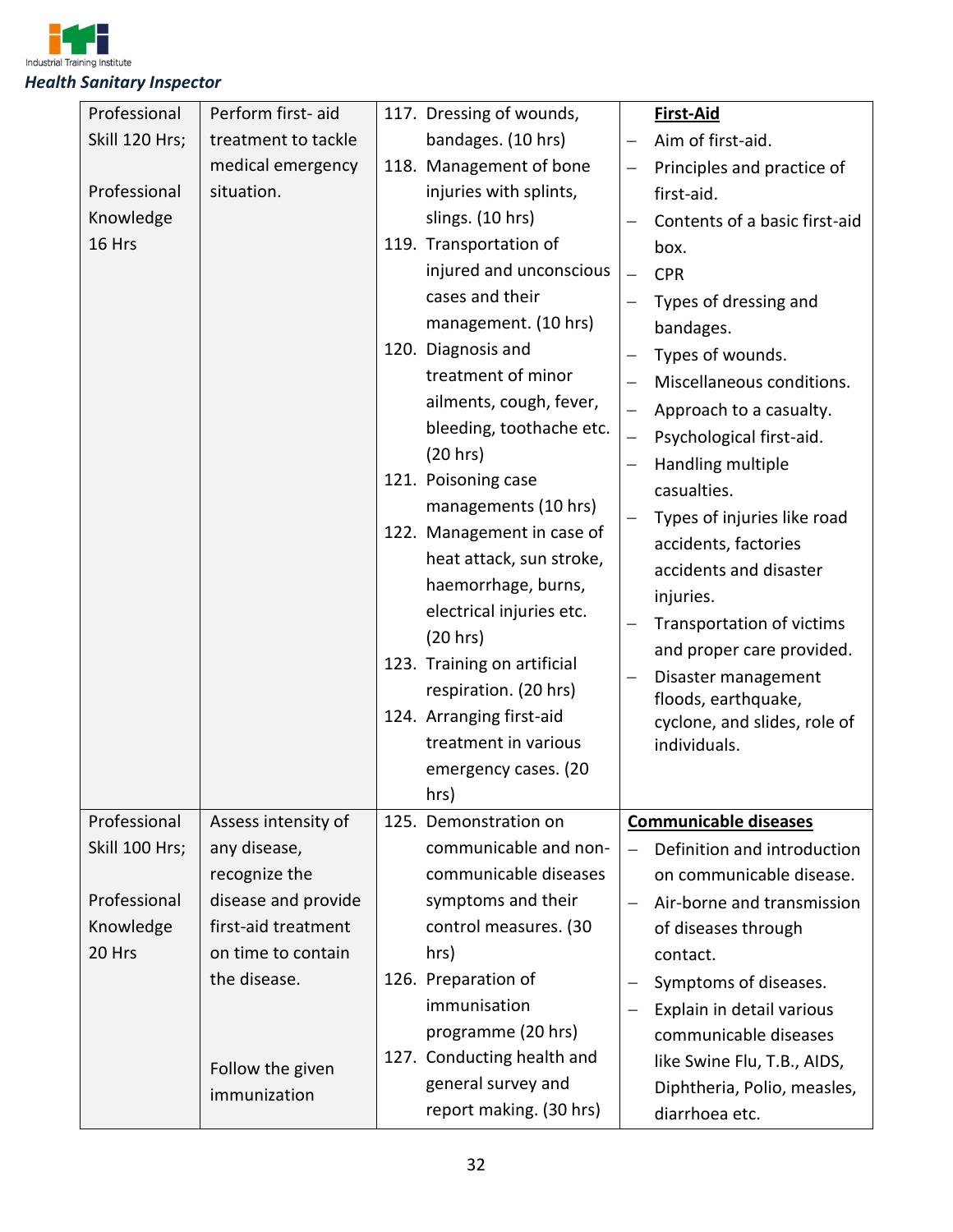| Professional Skill 120 Hrs; Professional Knowledge 16 Hrs | Perform first- aid treatment to tackle medical emergency situation. | 117. Dressing of wounds, bandages. (10 hrs)<br>118. Management of bone injuries with splints, slings. (10 hrs)<br>119. Transportation of injured and unconscious cases and their management. (10 hrs)<br>120. Diagnosis and treatment of minor ailments, cough, fever, bleeding, toothache etc. (20 hrs)<br>121. Poisoning case managements (10 hrs)<br>122. Management in case of heat attack, sun stroke, haemorrhage, burns, electrical injuries etc. (20 hrs)<br>123. Training on artificial respiration. (20 hrs)<br>124. Arranging first-aid treatment in various emergency cases. (20 hrs) | **First-Aid**<br>– Aim of first-aid.<br>– Principles and practice of first-aid.<br>– Contents of a basic first-aid box.<br>– CPR<br>– Types of dressing and bandages.<br>– Types of wounds.<br>– Miscellaneous conditions.<br>– Approach to a casualty.<br>– Psychological first-aid.<br>– Handling multiple casualties.<br>– Types of injuries like road accidents, factories accidents and disaster injuries.<br>– Transportation of victims and proper care provided.<br>– Disaster management floods, earthquake, cyclone, and slides, role of individuals. |
|---|---|---|---|
| Professional Skill 100 Hrs; Professional Knowledge 20 Hrs | Assess intensity of any disease, recognize the disease and provide first-aid treatment on time to contain the disease.<br><br>Follow the given immunization | 125. Demonstration on communicable and non-communicable diseases symptoms and their control measures. (30 hrs)<br>126. Preparation of immunisation programme (20 hrs)<br>127. Conducting health and general survey and report making. (30 hrs) | **Communicable diseases**<br>– Definition and introduction on communicable disease.<br>– Air-borne and transmission of diseases through contact.<br>– Symptoms of diseases.<br>– Explain in detail various communicable diseases like Swine Flu, T.B., AIDS, Diphtheria, Polio, measles, diarrhoea etc. |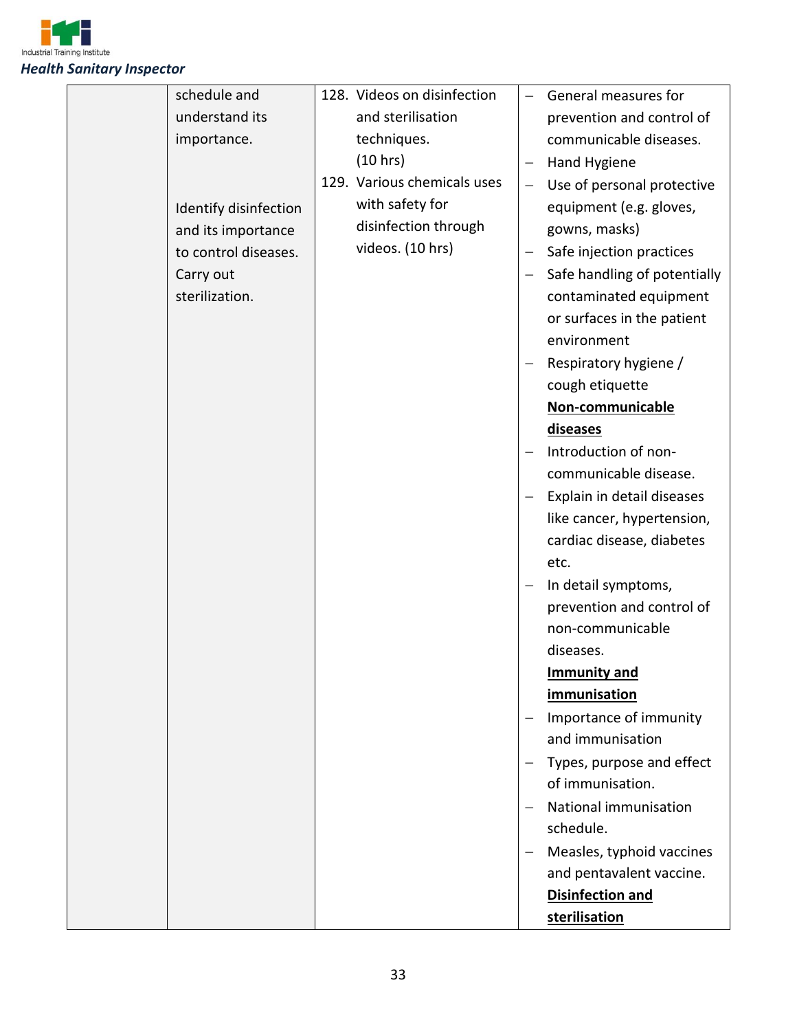| | | | |
|---|---|---|---|
| | schedule and understand its importance.<br><br>Identify disinfection and its importance to control diseases. Carry out sterilization. | 128. Videos on disinfection and sterilisation techniques. (10 hrs)<br>129. Various chemicals uses with safety for disinfection through videos. (10 hrs) | – General measures for prevention and control of communicable diseases.<br>– Hand Hygiene<br>– Use of personal protective equipment (e.g. gloves, gowns, masks)<br>– Safe injection practices<br>– Safe handling of potentially contaminated equipment or surfaces in the patient environment<br>– Respiratory hygiene / cough etiquette<br>**Non-communicable diseases**<br>– Introduction of non-communicable disease.<br>– Explain in detail diseases like cancer, hypertension, cardiac disease, diabetes etc.<br>– In detail symptoms, prevention and control of non-communicable diseases.<br>**Immunity and immunisation**<br>– Importance of immunity and immunisation<br>– Types, purpose and effect of immunisation.<br>– National immunisation schedule.<br>– Measles, typhoid vaccines and pentavalent vaccine.<br>**Disinfection and sterilisation** |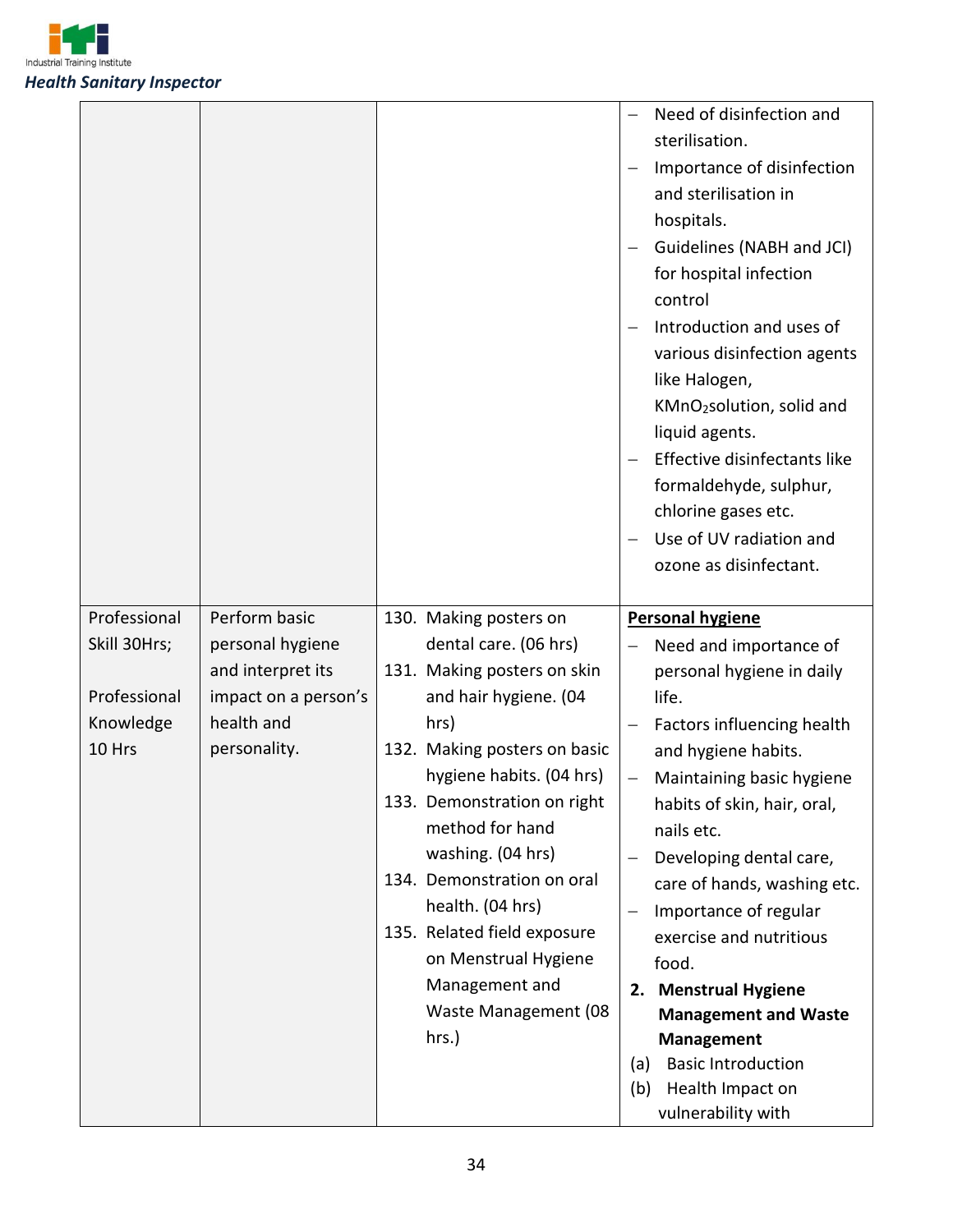| | | | |
|---|---|---|---|
| | | | – Need of disinfection and sterilisation.<br>– Importance of disinfection and sterilisation in hospitals.<br>– Guidelines (NABH and JCI) for hospital infection control<br>– Introduction and uses of various disinfection agents like Halogen, $KMnO_2$solution, solid and liquid agents.<br>– Effective disinfectants like formaldehyde, sulphur, chlorine gases etc.<br>– Use of UV radiation and ozone as disinfectant. |
| Professional Skill 30Hrs;<br><br>Professional Knowledge 10 Hrs | Perform basic personal hygiene and interpret its impact on a person's health and personality. | 130. Making posters on dental care. (06 hrs)<br>131. Making posters on skin and hair hygiene. (04 hrs)<br>132. Making posters on basic hygiene habits. (04 hrs)<br>133. Demonstration on right method for hand washing. (04 hrs)<br>134. Demonstration on oral health. (04 hrs)<br>135. Related field exposure on Menstrual Hygiene Management and Waste Management (08 hrs.) | **<u>Personal hygiene</u>**<br>– Need and importance of personal hygiene in daily life.<br>– Factors influencing health and hygiene habits.<br>– Maintaining basic hygiene habits of skin, hair, oral, nails etc.<br>– Developing dental care, care of hands, washing etc.<br>– Importance of regular exercise and nutritious food.<br>**2. Menstrual Hygiene Management and Waste Management**<br>(a) Basic Introduction<br>(b) Health Impact on vulnerability with |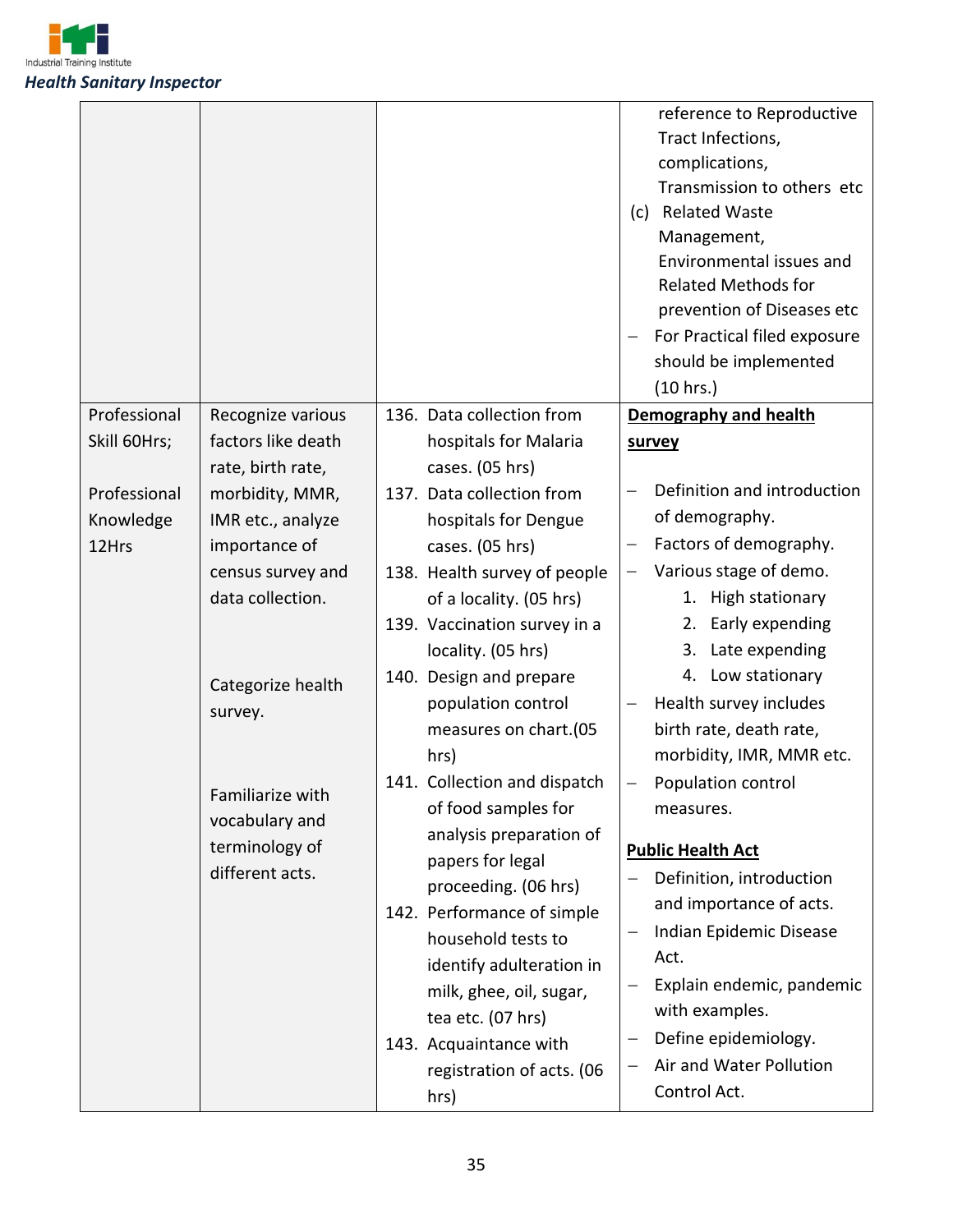| | | | |
|---|---|---|---|
| | | | reference to Reproductive Tract Infections, complications, Transmission to others etc<br>(c) Related Waste Management, Environmental issues and Related Methods for prevention of Diseases etc<br>– For Practical filed exposure should be implemented (10 hrs.) |
| Professional Skill 60Hrs;<br><br>Professional Knowledge 12Hrs | Recognize various factors like death rate, birth rate, morbidity, MMR, IMR etc., analyze importance of census survey and data collection.<br><br>Categorize health survey.<br><br>Familiarize with vocabulary and terminology of different acts. | 136. Data collection from hospitals for Malaria cases. (05 hrs)<br>137. Data collection from hospitals for Dengue cases. (05 hrs)<br>138. Health survey of people of a locality. (05 hrs)<br>139. Vaccination survey in a locality. (05 hrs)<br>140. Design and prepare population control measures on chart.(05 hrs)<br>141. Collection and dispatch of food samples for analysis preparation of papers for legal proceeding. (06 hrs)<br>142. Performance of simple household tests to identify adulteration in milk, ghee, oil, sugar, tea etc. (07 hrs)<br>143. Acquaintance with registration of acts. (06 hrs) | **<u>Demography and health survey</u>**<br><br>– Definition and introduction of demography.<br>– Factors of demography.<br>– Various stage of demo.<br>1. High stationary<br>2. Early expending<br>3. Late expending<br>4. Low stationary<br>– Health survey includes birth rate, death rate, morbidity, IMR, MMR etc.<br>– Population control measures.<br><br>**<u>Public Health Act</u>**<br>– Definition, introduction and importance of acts.<br>– Indian Epidemic Disease Act.<br>– Explain endemic, pandemic with examples.<br>– Define epidemiology.<br>– Air and Water Pollution Control Act. |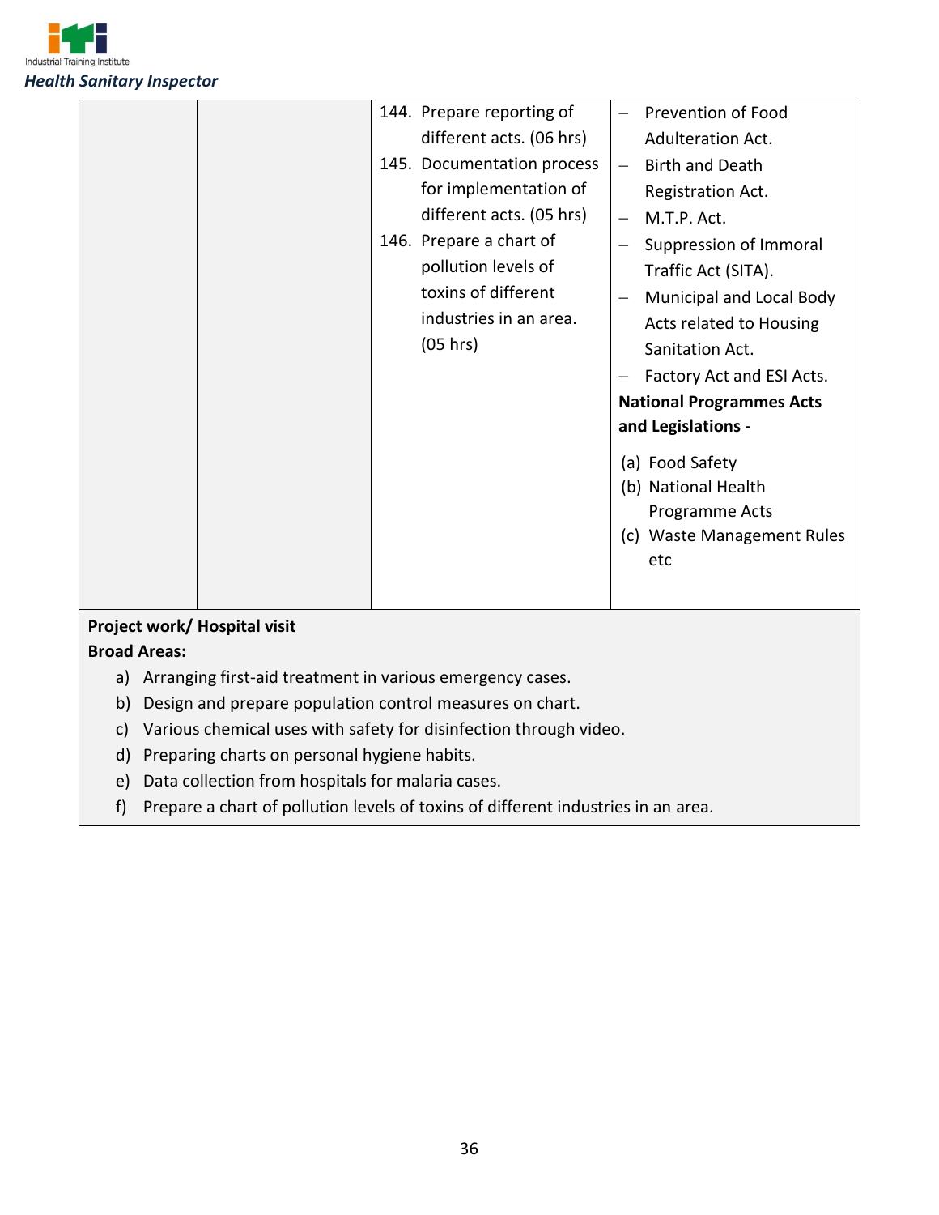| | | | |
|---|---|---|---|
| | | 144. Prepare reporting of different acts. (06 hrs)<br>145. Documentation process for implementation of different acts. (05 hrs)<br>146. Prepare a chart of pollution levels of toxins of different industries in an area. (05 hrs) | – Prevention of Food Adulteration Act.<br>– Birth and Death Registration Act.<br>– M.T.P. Act.<br>– Suppression of Immoral Traffic Act (SITA).<br>– Municipal and Local Body Acts related to Housing Sanitation Act.<br>– Factory Act and ESI Acts.<br>**National Programmes Acts and Legislations -**<br>(a) Food Safety<br>(b) National Health Programme Acts<br>(c) Waste Management Rules etc |

**Project work/ Hospital visit**

**Broad Areas:**

a) Arranging first-aid treatment in various emergency cases.
b) Design and prepare population control measures on chart.
c) Various chemical uses with safety for disinfection through video.
d) Preparing charts on personal hygiene habits.
e) Data collection from hospitals for malaria cases.
f) Prepare a chart of pollution levels of toxins of different industries in an area.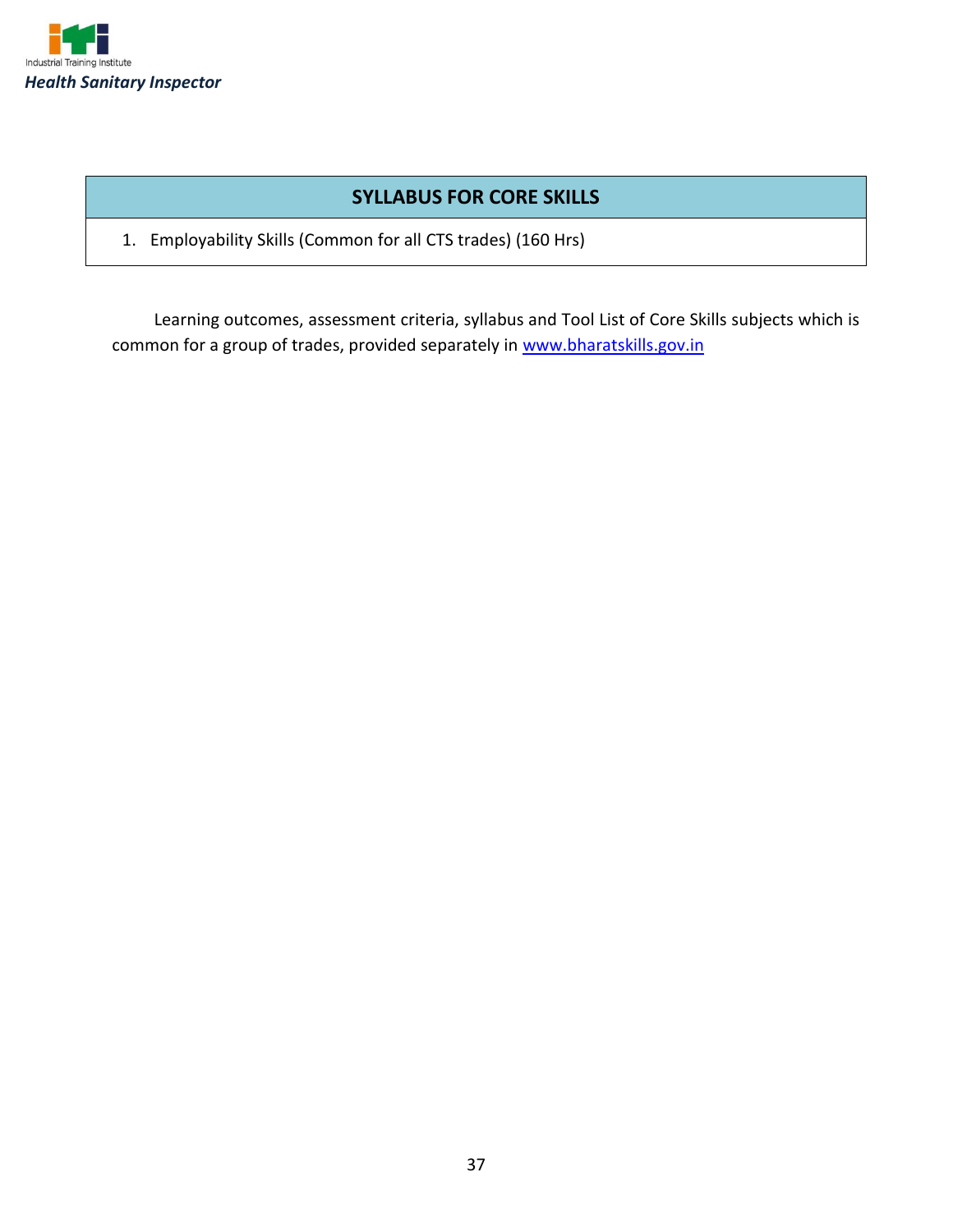## SYLLABUS FOR CORE SKILLS

1. Employability Skills (Common for all CTS trades) (160 Hrs)

Learning outcomes, assessment criteria, syllabus and Tool List of Core Skills subjects which is common for a group of trades, provided separately in www.bharatskills.gov.in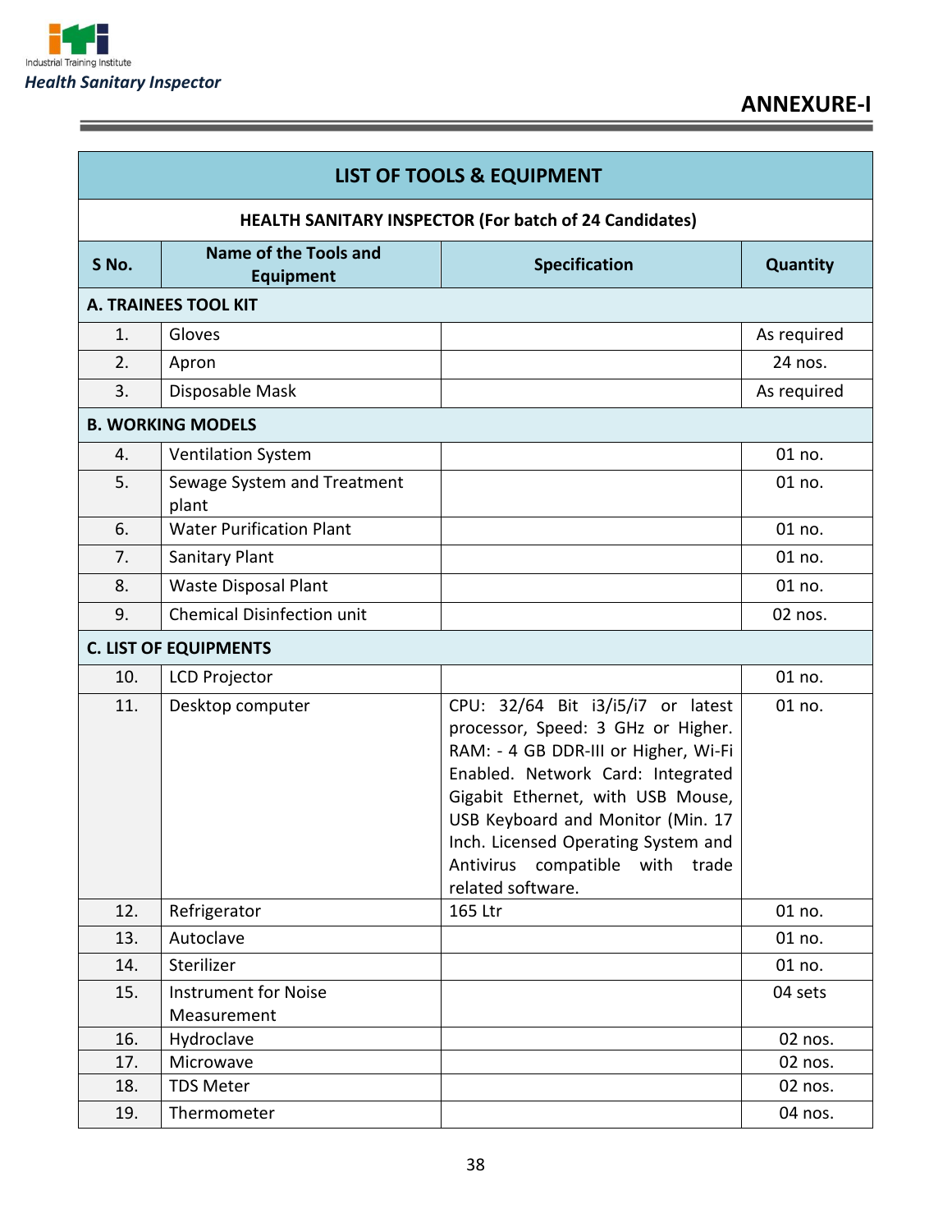## ANNEXURE-I

| LIST OF TOOLS & EQUIPMENT | | | |
|---|---|---|---|
| **HEALTH SANITARY INSPECTOR (For batch of 24 Candidates)** | | | |
| **S No.** | **Name of the Tools and Equipment** | **Specification** | **Quantity** |
| **A. TRAINEES TOOL KIT** | | | |
| 1. | Gloves | | As required |
| 2. | Apron | | 24 nos. |
| 3. | Disposable Mask | | As required |
| **B. WORKING MODELS** | | | |
| 4. | Ventilation System | | 01 no. |
| 5. | Sewage System and Treatment plant | | 01 no. |
| 6. | Water Purification Plant | | 01 no. |
| 7. | Sanitary Plant | | 01 no. |
| 8. | Waste Disposal Plant | | 01 no. |
| 9. | Chemical Disinfection unit | | 02 nos. |
| **C. LIST OF EQUIPMENTS** | | | |
| 10. | LCD Projector | | 01 no. |
| 11. | Desktop computer | CPU: 32/64 Bit i3/i5/i7 or latest processor, Speed: 3 GHz or Higher. RAM: - 4 GB DDR-III or Higher, Wi-Fi Enabled. Network Card: Integrated Gigabit Ethernet, with USB Mouse, USB Keyboard and Monitor (Min. 17 Inch. Licensed Operating System and Antivirus compatible with trade related software. | 01 no. |
| 12. | Refrigerator | 165 Ltr | 01 no. |
| 13. | Autoclave | | 01 no. |
| 14. | Sterilizer | | 01 no. |
| 15. | Instrument for Noise Measurement | | 04 sets |
| 16. | Hydroclave | | 02 nos. |
| 17. | Microwave | | 02 nos. |
| 18. | TDS Meter | | 02 nos. |
| 19. | Thermometer | | 04 nos. |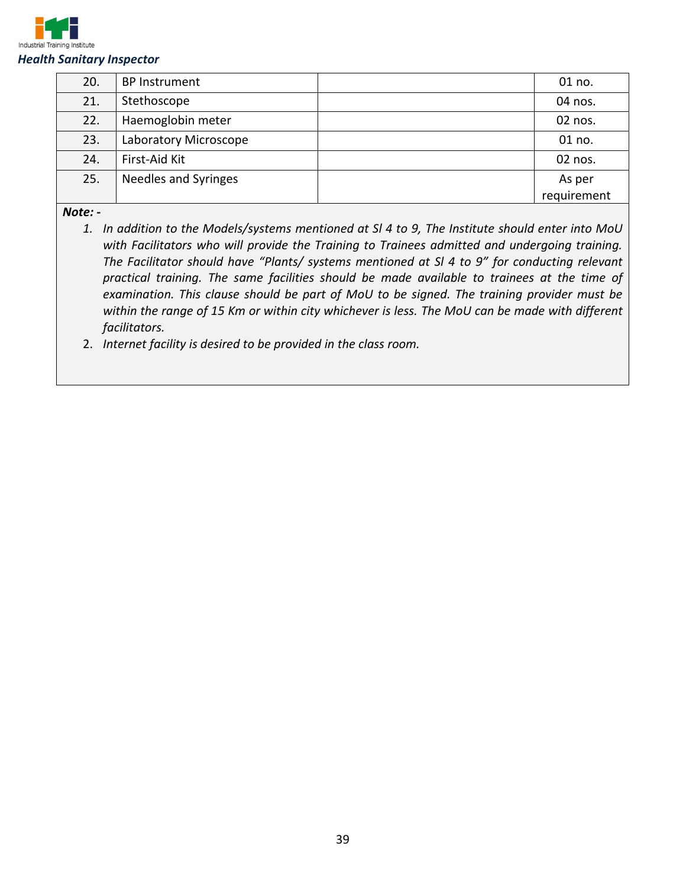| | | | |
|---|---|---|---|
| 20. | BP Instrument | | 01 no. |
| 21. | Stethoscope | | 04 nos. |
| 22. | Haemoglobin meter | | 02 nos. |
| 23. | Laboratory Microscope | | 01 no. |
| 24. | First-Aid Kit | | 02 nos. |
| 25. | Needles and Syringes | | As per requirement |

***Note: -***

1. *In addition to the Models/systems mentioned at Sl 4 to 9, The Institute should enter into MoU with Facilitators who will provide the Training to Trainees admitted and undergoing training. The Facilitator should have "Plants/ systems mentioned at Sl 4 to 9" for conducting relevant practical training. The same facilities should be made available to trainees at the time of examination. This clause should be part of MoU to be signed. The training provider must be within the range of 15 Km or within city whichever is less. The MoU can be made with different facilitators.*
2. *Internet facility is desired to be provided in the class room.*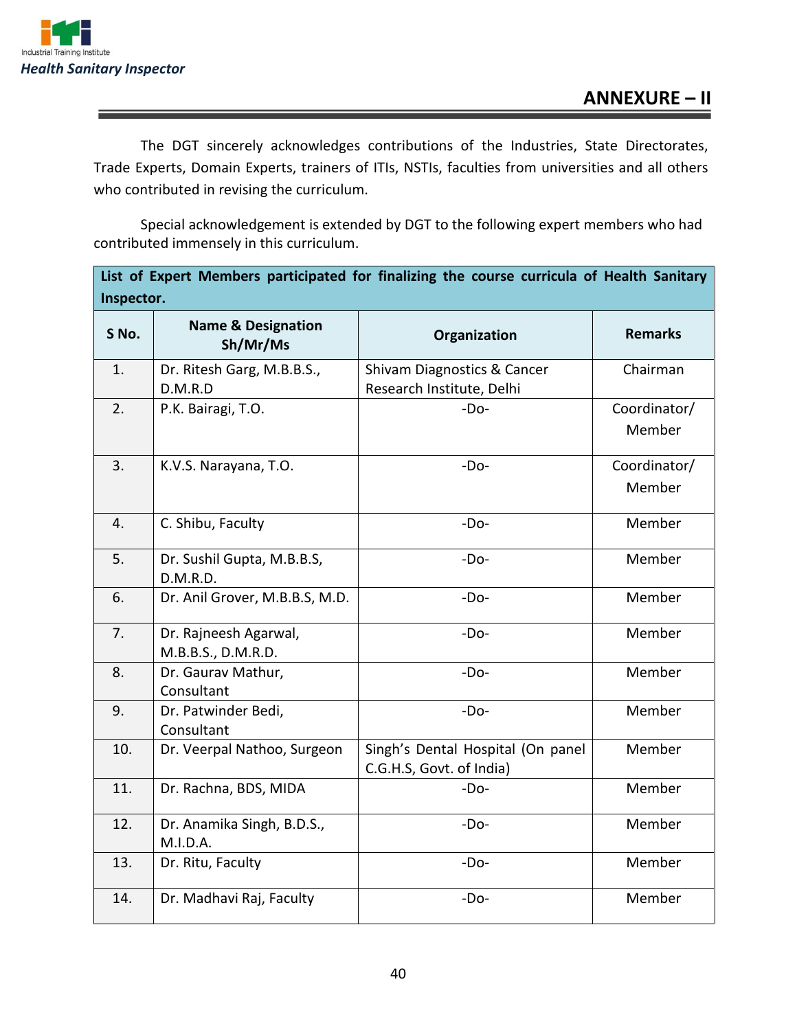## ANNEXURE – II

The DGT sincerely acknowledges contributions of the Industries, State Directorates, Trade Experts, Domain Experts, trainers of ITIs, NSTIs, faculties from universities and all others who contributed in revising the curriculum.

Special acknowledgement is extended by DGT to the following expert members who had contributed immensely in this curriculum.

| List of Expert Members participated for finalizing the course curricula of Health Sanitary Inspector. | | | |
|---|---|---|---|
| **S No.** | **Name & Designation Sh/Mr/Ms** | **Organization** | **Remarks** |
| 1. | Dr. Ritesh Garg, M.B.B.S., D.M.R.D | Shivam Diagnostics & Cancer Research Institute, Delhi | Chairman |
| 2. | P.K. Bairagi, T.O. | -Do- | Coordinator/ Member |
| 3. | K.V.S. Narayana, T.O. | -Do- | Coordinator/ Member |
| 4. | C. Shibu, Faculty | -Do- | Member |
| 5. | Dr. Sushil Gupta, M.B.B.S, D.M.R.D. | -Do- | Member |
| 6. | Dr. Anil Grover, M.B.B.S, M.D. | -Do- | Member |
| 7. | Dr. Rajneesh Agarwal, M.B.B.S., D.M.R.D. | -Do- | Member |
| 8. | Dr. Gaurav Mathur, Consultant | -Do- | Member |
| 9. | Dr. Patwinder Bedi, Consultant | -Do- | Member |
| 10. | Dr. Veerpal Nathoo, Surgeon | Singh's Dental Hospital (On panel C.G.H.S, Govt. of India) | Member |
| 11. | Dr. Rachna, BDS, MIDA | -Do- | Member |
| 12. | Dr. Anamika Singh, B.D.S., M.I.D.A. | -Do- | Member |
| 13. | Dr. Ritu, Faculty | -Do- | Member |
| 14. | Dr. Madhavi Raj, Faculty | -Do- | Member |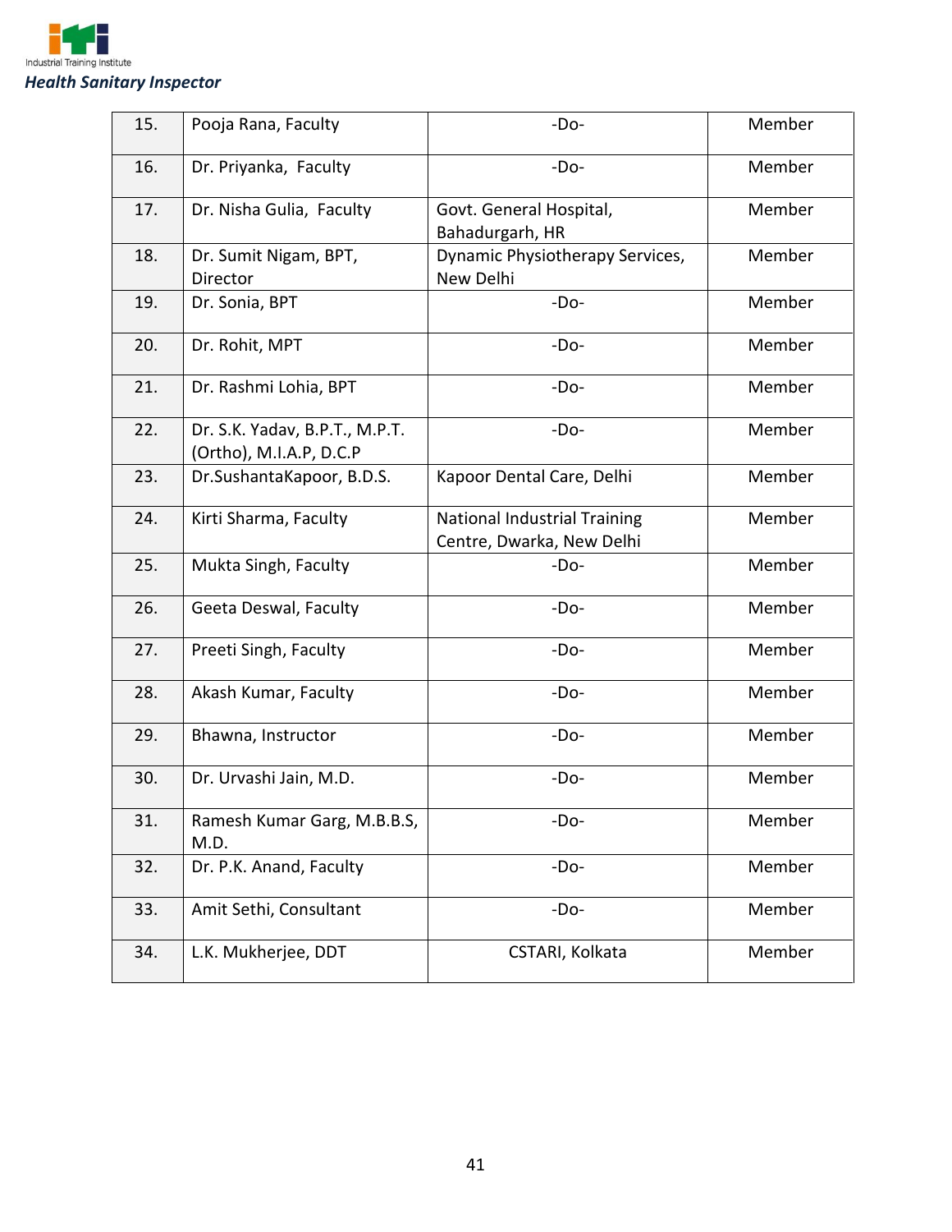| 15. | Pooja Rana, Faculty | -Do- | Member |
|---|---|---|---|
| 16. | Dr. Priyanka, Faculty | -Do- | Member |
| 17. | Dr. Nisha Gulia, Faculty | Govt. General Hospital, Bahadurgarh, HR | Member |
| 18. | Dr. Sumit Nigam, BPT, Director | Dynamic Physiotherapy Services, New Delhi | Member |
| 19. | Dr. Sonia, BPT | -Do- | Member |
| 20. | Dr. Rohit, MPT | -Do- | Member |
| 21. | Dr. Rashmi Lohia, BPT | -Do- | Member |
| 22. | Dr. S.K. Yadav, B.P.T., M.P.T. (Ortho), M.I.A.P, D.C.P | -Do- | Member |
| 23. | Dr.SushantaKapoor, B.D.S. | Kapoor Dental Care, Delhi | Member |
| 24. | Kirti Sharma, Faculty | National Industrial Training Centre, Dwarka, New Delhi | Member |
| 25. | Mukta Singh, Faculty | -Do- | Member |
| 26. | Geeta Deswal, Faculty | -Do- | Member |
| 27. | Preeti Singh, Faculty | -Do- | Member |
| 28. | Akash Kumar, Faculty | -Do- | Member |
| 29. | Bhawna, Instructor | -Do- | Member |
| 30. | Dr. Urvashi Jain, M.D. | -Do- | Member |
| 31. | Ramesh Kumar Garg, M.B.B.S, M.D. | -Do- | Member |
| 32. | Dr. P.K. Anand, Faculty | -Do- | Member |
| 33. | Amit Sethi, Consultant | -Do- | Member |
| 34. | L.K. Mukherjee, DDT | CSTARI, Kolkata | Member |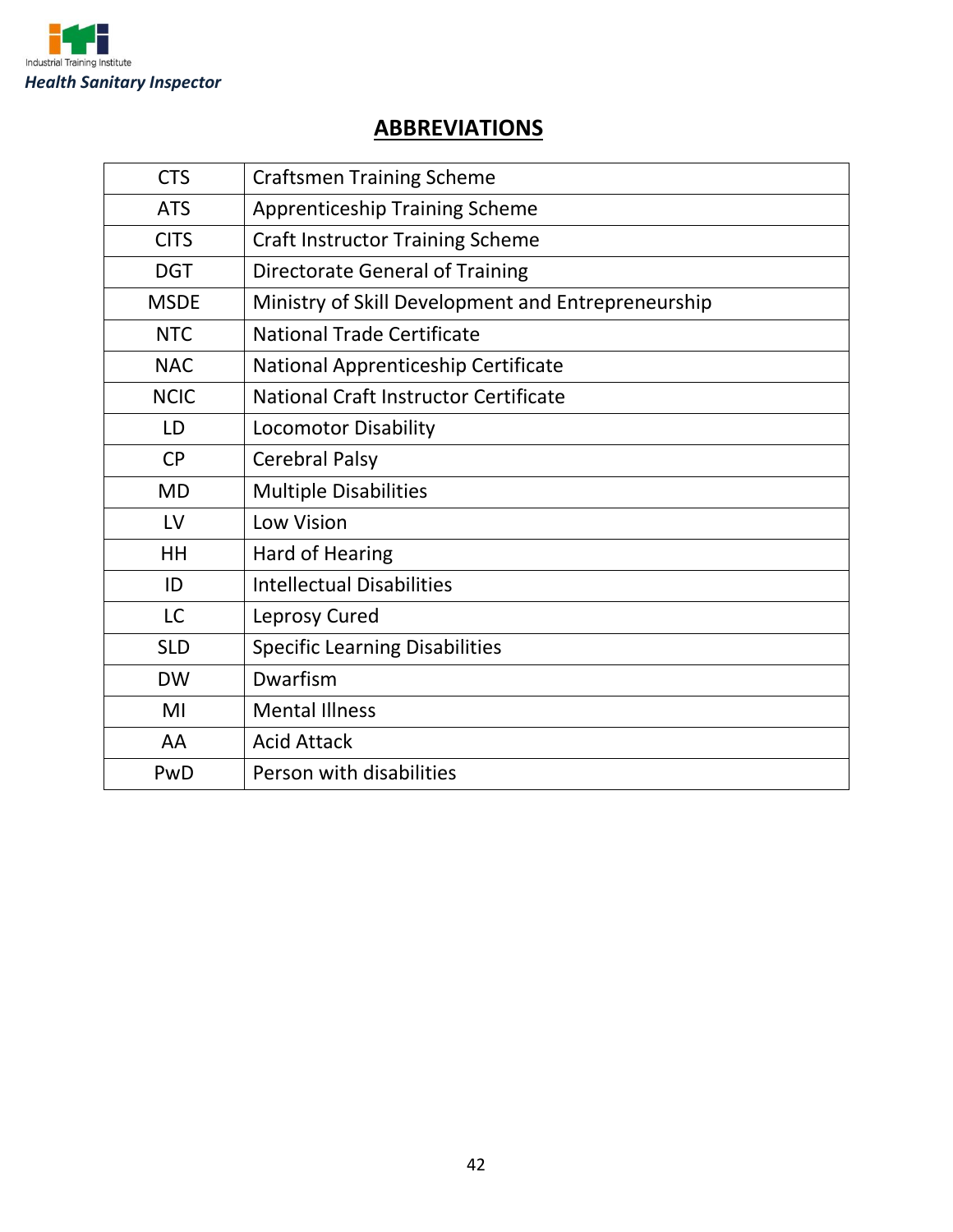## ABBREVIATIONS

| | |
|---|---|
| CTS | Craftsmen Training Scheme |
| ATS | Apprenticeship Training Scheme |
| CITS | Craft Instructor Training Scheme |
| DGT | Directorate General of Training |
| MSDE | Ministry of Skill Development and Entrepreneurship |
| NTC | National Trade Certificate |
| NAC | National Apprenticeship Certificate |
| NCIC | National Craft Instructor Certificate |
| LD | Locomotor Disability |
| CP | Cerebral Palsy |
| MD | Multiple Disabilities |
| LV | Low Vision |
| HH | Hard of Hearing |
| ID | Intellectual Disabilities |
| LC | Leprosy Cured |
| SLD | Specific Learning Disabilities |
| DW | Dwarfism |
| MI | Mental Illness |
| AA | Acid Attack |
| PwD | Person with disabilities |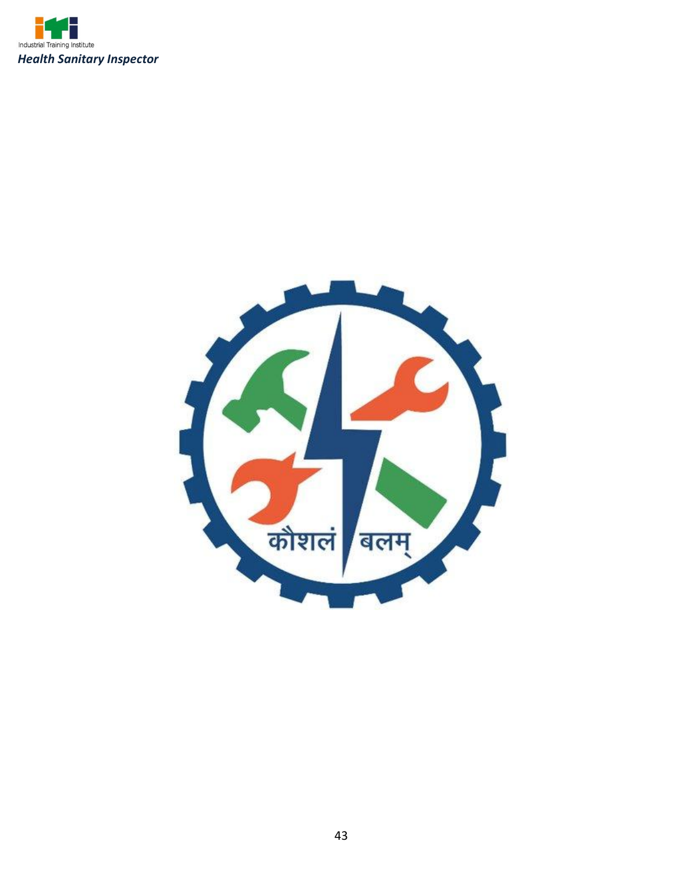कौशलं बलम्